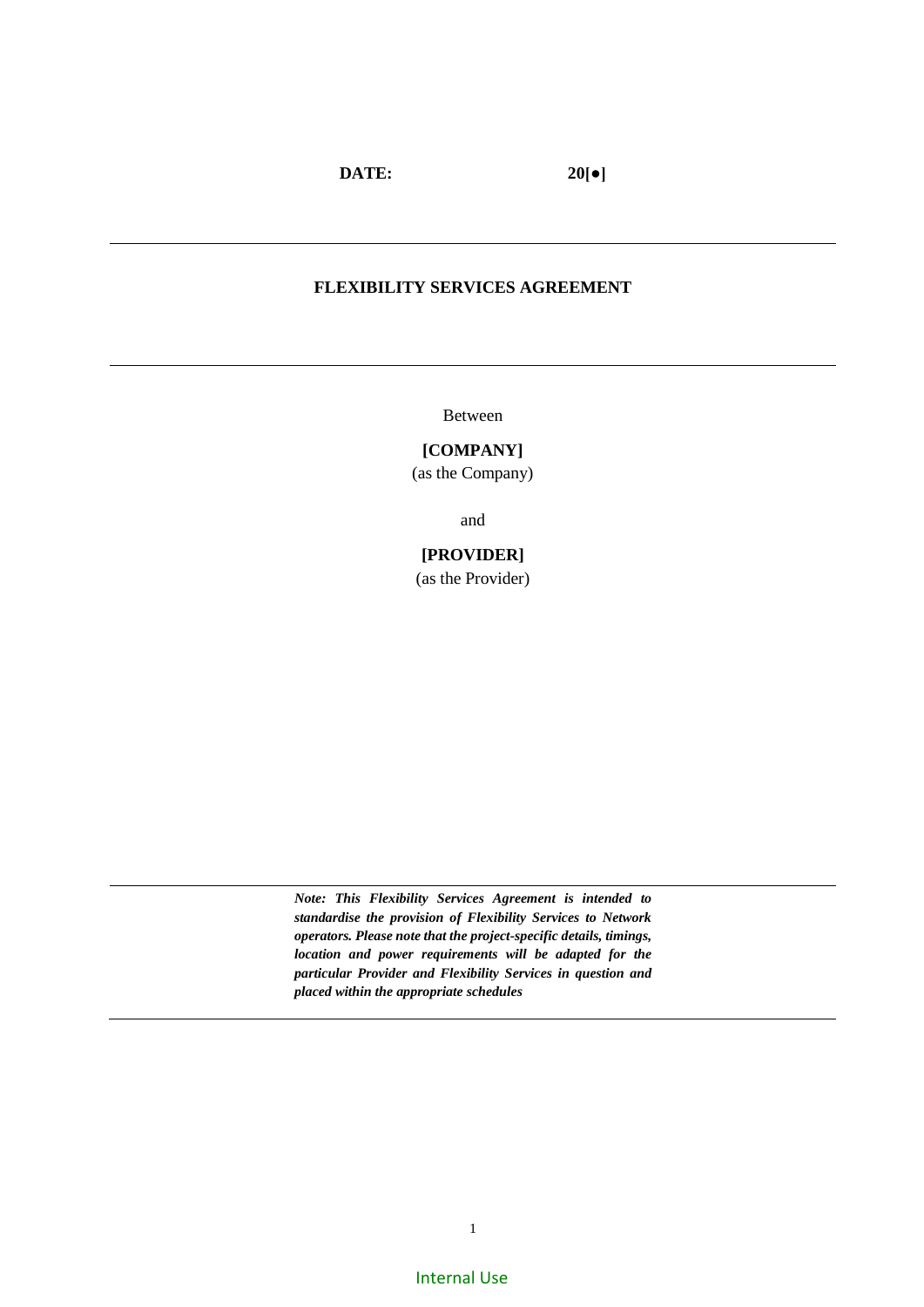**DATE:** 20[●]

---

# FLEXIBILITY SERVICES AGREEMENT

---

Between

**[COMPANY]**

(as the Company)

and

**[PROVIDER]**

(as the Provider)

---

***Note: This Flexibility Services Agreement is intended to standardise the provision of Flexibility Services to Network operators. Please note that the project-specific details, timings, location and power requirements will be adapted for the particular Provider and Flexibility Services in question and placed within the appropriate schedules***

---

Internal Use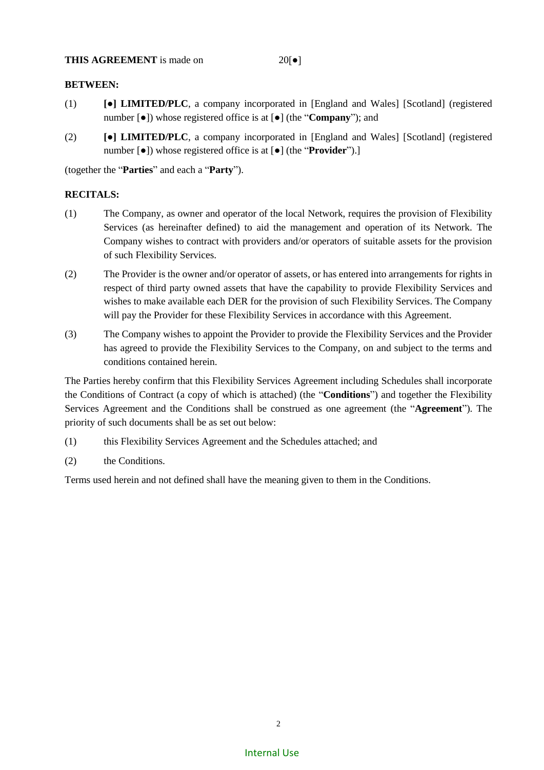**THIS AGREEMENT** is made on 20[●]

**BETWEEN:**

(1) **[●] LIMITED/PLC**, a company incorporated in [England and Wales] [Scotland] (registered number [●]) whose registered office is at [●] (the "**Company**"); and

(2) **[●] LIMITED/PLC**, a company incorporated in [England and Wales] [Scotland] (registered number [●]) whose registered office is at [●] (the "**Provider**").]

(together the "**Parties**" and each a "**Party**").

**RECITALS:**

(1) The Company, as owner and operator of the local Network, requires the provision of Flexibility Services (as hereinafter defined) to aid the management and operation of its Network. The Company wishes to contract with providers and/or operators of suitable assets for the provision of such Flexibility Services.

(2) The Provider is the owner and/or operator of assets, or has entered into arrangements for rights in respect of third party owned assets that have the capability to provide Flexibility Services and wishes to make available each DER for the provision of such Flexibility Services. The Company will pay the Provider for these Flexibility Services in accordance with this Agreement.

(3) The Company wishes to appoint the Provider to provide the Flexibility Services and the Provider has agreed to provide the Flexibility Services to the Company, on and subject to the terms and conditions contained herein.

The Parties hereby confirm that this Flexibility Services Agreement including Schedules shall incorporate the Conditions of Contract (a copy of which is attached) (the "**Conditions**") and together the Flexibility Services Agreement and the Conditions shall be construed as one agreement (the "**Agreement**"). The priority of such documents shall be as set out below:

(1) this Flexibility Services Agreement and the Schedules attached; and

(2) the Conditions.

Terms used herein and not defined shall have the meaning given to them in the Conditions.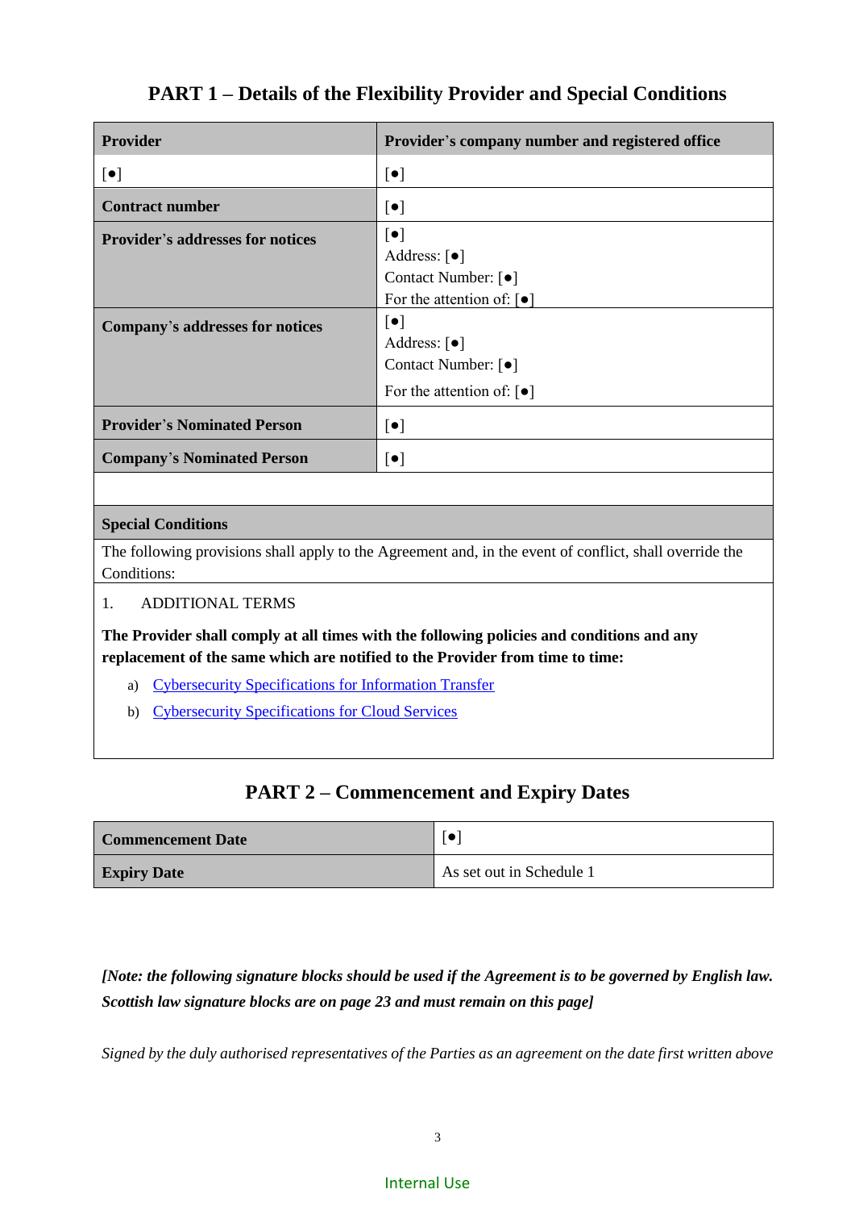## PART 1 – Details of the Flexibility Provider and Special Conditions

| Provider | Provider's company number and registered office |
|---|---|
| [●] | [●] |
| **Contract number** | [●] |
| **Provider's addresses for notices** | [●]<br>Address: [●]<br>Contact Number: [●]<br>For the attention of: [●] |
| **Company's addresses for notices** | [●]<br>Address: [●]<br>Contact Number: [●]<br>For the attention of: [●] |
| **Provider's Nominated Person** | [●] |
| **Company's Nominated Person** | [●] |

**Special Conditions**

The following provisions shall apply to the Agreement and, in the event of conflict, shall override the Conditions:

1. ADDITIONAL TERMS

**The Provider shall comply at all times with the following policies and conditions and any replacement of the same which are notified to the Provider from time to time:**

a) Cybersecurity Specifications for Information Transfer
b) Cybersecurity Specifications for Cloud Services

## PART 2 – Commencement and Expiry Dates

| Commencement Date | [●] |
|---|---|
| **Expiry Date** | As set out in Schedule 1 |

*[Note: the following signature blocks should be used if the Agreement is to be governed by English law. Scottish law signature blocks are on page 23 and must remain on this page]*

*Signed by the duly authorised representatives of the Parties as an agreement on the date first written above*

Internal Use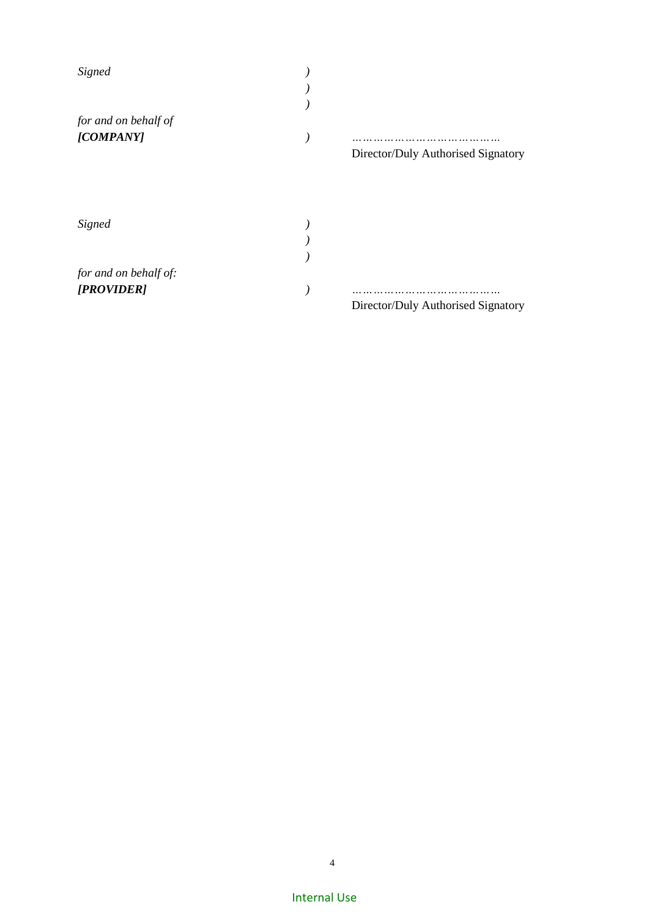*Signed* )
)
)
*for and on behalf of*
***[COMPANY]*** ) …………………………………
Director/Duly Authorised Signatory

*Signed* )
)
)
*for and on behalf of:*
***[PROVIDER]*** ) …………………………………
Director/Duly Authorised Signatory

Internal Use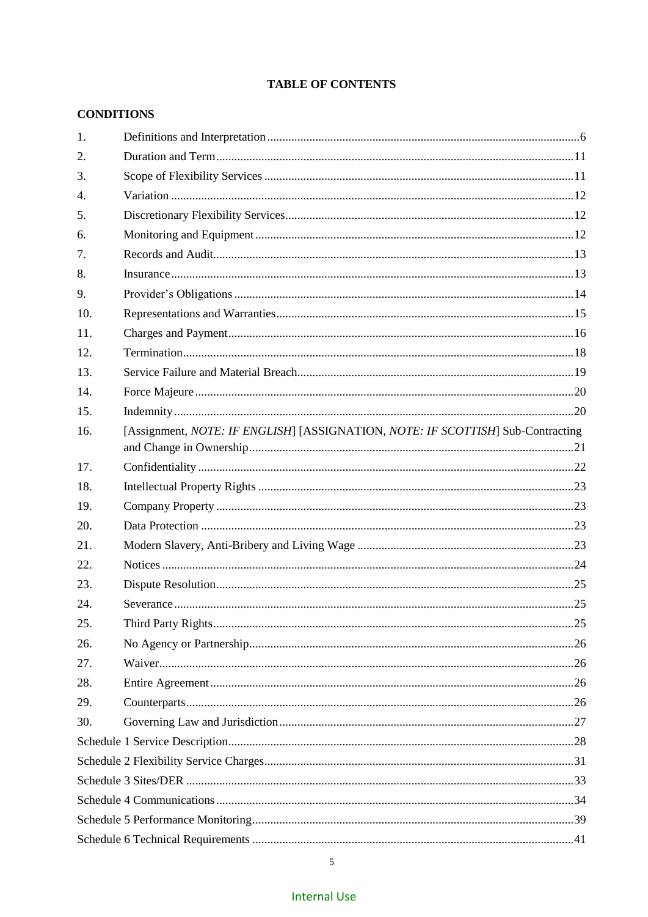# TABLE OF CONTENTS

## CONDITIONS

1. Definitions and Interpretation ........................................ 6
2. Duration and Term ........................................ 11
3. Scope of Flexibility Services ........................................ 11
4. Variation ........................................ 12
5. Discretionary Flexibility Services ........................................ 12
6. Monitoring and Equipment ........................................ 12
7. Records and Audit ........................................ 13
8. Insurance ........................................ 13
9. Provider's Obligations ........................................ 14
10. Representations and Warranties ........................................ 15
11. Charges and Payment ........................................ 16
12. Termination ........................................ 18
13. Service Failure and Material Breach ........................................ 19
14. Force Majeure ........................................ 20
15. Indemnity ........................................ 20
16. [Assignment, *NOTE: IF ENGLISH*] [ASSIGNATION, *NOTE: IF SCOTTISH*] Sub-Contracting and Change in Ownership ........................................ 21
17. Confidentiality ........................................ 22
18. Intellectual Property Rights ........................................ 23
19. Company Property ........................................ 23
20. Data Protection ........................................ 23
21. Modern Slavery, Anti-Bribery and Living Wage ........................................ 23
22. Notices ........................................ 24
23. Dispute Resolution ........................................ 25
24. Severance ........................................ 25
25. Third Party Rights ........................................ 25
26. No Agency or Partnership ........................................ 26
27. Waiver ........................................ 26
28. Entire Agreement ........................................ 26
29. Counterparts ........................................ 26
30. Governing Law and Jurisdiction ........................................ 27

Schedule 1 Service Description ........................................ 28

Schedule 2 Flexibility Service Charges ........................................ 31

Schedule 3 Sites/DER ........................................ 33

Schedule 4 Communications ........................................ 34

Schedule 5 Performance Monitoring ........................................ 39

Schedule 6 Technical Requirements ........................................ 41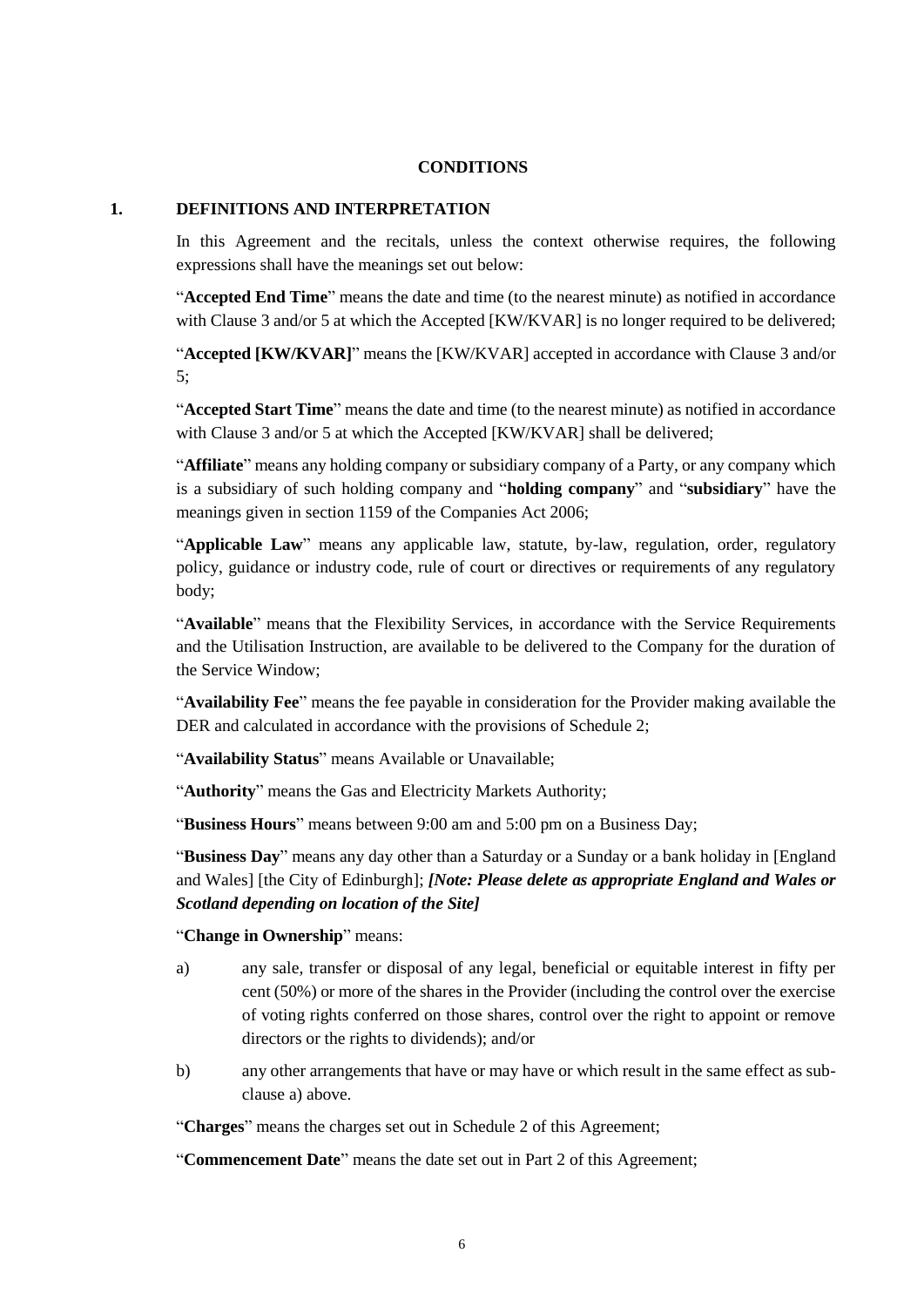## CONDITIONS

### 1. DEFINITIONS AND INTERPRETATION

In this Agreement and the recitals, unless the context otherwise requires, the following expressions shall have the meanings set out below:

"**Accepted End Time**" means the date and time (to the nearest minute) as notified in accordance with Clause 3 and/or 5 at which the Accepted [KW/KVAR] is no longer required to be delivered;

"**Accepted [KW/KVAR]**" means the [KW/KVAR] accepted in accordance with Clause 3 and/or 5;

"**Accepted Start Time**" means the date and time (to the nearest minute) as notified in accordance with Clause 3 and/or 5 at which the Accepted [KW/KVAR] shall be delivered;

"**Affiliate**" means any holding company or subsidiary company of a Party, or any company which is a subsidiary of such holding company and "**holding company**" and "**subsidiary**" have the meanings given in section 1159 of the Companies Act 2006;

"**Applicable Law**" means any applicable law, statute, by-law, regulation, order, regulatory policy, guidance or industry code, rule of court or directives or requirements of any regulatory body;

"**Available**" means that the Flexibility Services, in accordance with the Service Requirements and the Utilisation Instruction, are available to be delivered to the Company for the duration of the Service Window;

"**Availability Fee**" means the fee payable in consideration for the Provider making available the DER and calculated in accordance with the provisions of Schedule 2;

"**Availability Status**" means Available or Unavailable;

"**Authority**" means the Gas and Electricity Markets Authority;

"**Business Hours**" means between 9:00 am and 5:00 pm on a Business Day;

"**Business Day**" means any day other than a Saturday or a Sunday or a bank holiday in [England and Wales] [the City of Edinburgh]; ***[Note: Please delete as appropriate England and Wales or Scotland depending on location of the Site]***

"**Change in Ownership**" means:

a) any sale, transfer or disposal of any legal, beneficial or equitable interest in fifty per cent (50%) or more of the shares in the Provider (including the control over the exercise of voting rights conferred on those shares, control over the right to appoint or remove directors or the rights to dividends); and/or

b) any other arrangements that have or may have or which result in the same effect as sub-clause a) above.

"**Charges**" means the charges set out in Schedule 2 of this Agreement;

"**Commencement Date**" means the date set out in Part 2 of this Agreement;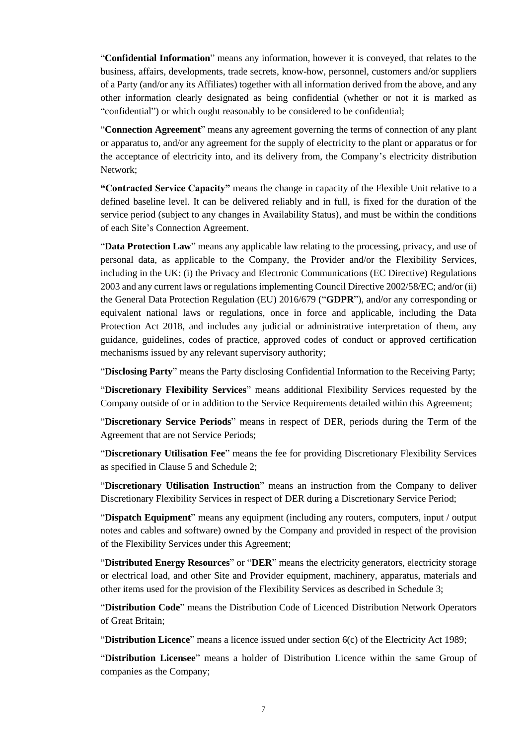"**Confidential Information**" means any information, however it is conveyed, that relates to the business, affairs, developments, trade secrets, know-how, personnel, customers and/or suppliers of a Party (and/or any its Affiliates) together with all information derived from the above, and any other information clearly designated as being confidential (whether or not it is marked as "confidential") or which ought reasonably to be considered to be confidential;

"**Connection Agreement**" means any agreement governing the terms of connection of any plant or apparatus to, and/or any agreement for the supply of electricity to the plant or apparatus or for the acceptance of electricity into, and its delivery from, the Company's electricity distribution Network;

**"Contracted Service Capacity"** means the change in capacity of the Flexible Unit relative to a defined baseline level. It can be delivered reliably and in full, is fixed for the duration of the service period (subject to any changes in Availability Status), and must be within the conditions of each Site's Connection Agreement.

"**Data Protection Law**" means any applicable law relating to the processing, privacy, and use of personal data, as applicable to the Company, the Provider and/or the Flexibility Services, including in the UK: (i) the Privacy and Electronic Communications (EC Directive) Regulations 2003 and any current laws or regulations implementing Council Directive 2002/58/EC; and/or (ii) the General Data Protection Regulation (EU) 2016/679 ("**GDPR**"), and/or any corresponding or equivalent national laws or regulations, once in force and applicable, including the Data Protection Act 2018, and includes any judicial or administrative interpretation of them, any guidance, guidelines, codes of practice, approved codes of conduct or approved certification mechanisms issued by any relevant supervisory authority;

"**Disclosing Party**" means the Party disclosing Confidential Information to the Receiving Party;

"**Discretionary Flexibility Services**" means additional Flexibility Services requested by the Company outside of or in addition to the Service Requirements detailed within this Agreement;

"**Discretionary Service Periods**" means in respect of DER, periods during the Term of the Agreement that are not Service Periods;

"**Discretionary Utilisation Fee**" means the fee for providing Discretionary Flexibility Services as specified in Clause 5 and Schedule 2;

"**Discretionary Utilisation Instruction**" means an instruction from the Company to deliver Discretionary Flexibility Services in respect of DER during a Discretionary Service Period;

"**Dispatch Equipment**" means any equipment (including any routers, computers, input / output notes and cables and software) owned by the Company and provided in respect of the provision of the Flexibility Services under this Agreement;

"**Distributed Energy Resources**" or "**DER**" means the electricity generators, electricity storage or electrical load, and other Site and Provider equipment, machinery, apparatus, materials and other items used for the provision of the Flexibility Services as described in Schedule 3;

"**Distribution Code**" means the Distribution Code of Licenced Distribution Network Operators of Great Britain;

"**Distribution Licence**" means a licence issued under section 6(c) of the Electricity Act 1989;

"**Distribution Licensee**" means a holder of Distribution Licence within the same Group of companies as the Company;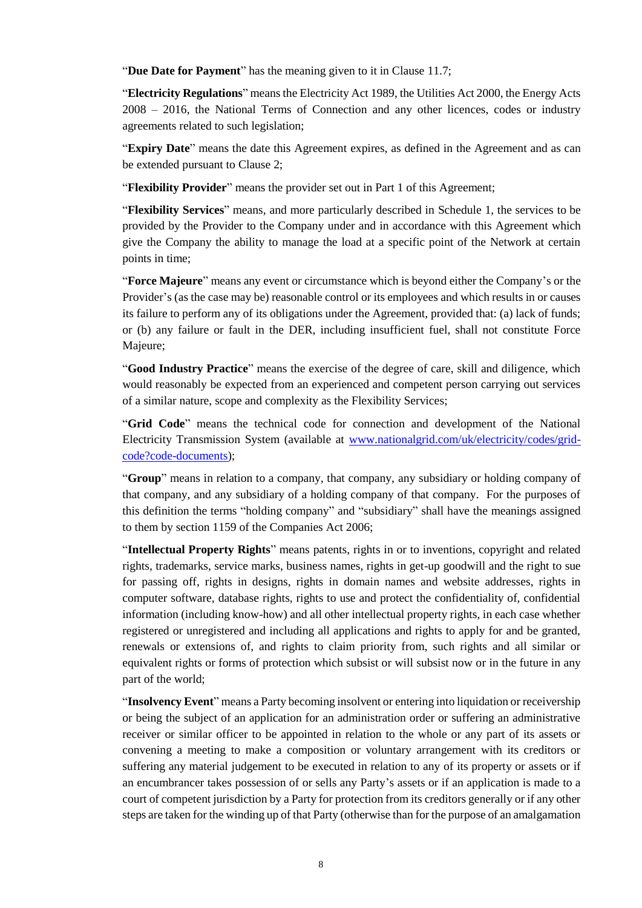"**Due Date for Payment**" has the meaning given to it in Clause 11.7;

"**Electricity Regulations**" means the Electricity Act 1989, the Utilities Act 2000, the Energy Acts 2008 – 2016, the National Terms of Connection and any other licences, codes or industry agreements related to such legislation;

"**Expiry Date**" means the date this Agreement expires, as defined in the Agreement and as can be extended pursuant to Clause 2;

"**Flexibility Provider**" means the provider set out in Part 1 of this Agreement;

"**Flexibility Services**" means, and more particularly described in Schedule 1, the services to be provided by the Provider to the Company under and in accordance with this Agreement which give the Company the ability to manage the load at a specific point of the Network at certain points in time;

"**Force Majeure**" means any event or circumstance which is beyond either the Company's or the Provider's (as the case may be) reasonable control or its employees and which results in or causes its failure to perform any of its obligations under the Agreement, provided that: (a) lack of funds; or (b) any failure or fault in the DER, including insufficient fuel, shall not constitute Force Majeure;

"**Good Industry Practice**" means the exercise of the degree of care, skill and diligence, which would reasonably be expected from an experienced and competent person carrying out services of a similar nature, scope and complexity as the Flexibility Services;

"**Grid Code**" means the technical code for connection and development of the National Electricity Transmission System (available at [www.nationalgrid.com/uk/electricity/codes/grid-code?code-documents](www.nationalgrid.com/uk/electricity/codes/grid-code?code-documents));

"**Group**" means in relation to a company, that company, any subsidiary or holding company of that company, and any subsidiary of a holding company of that company. For the purposes of this definition the terms "holding company" and "subsidiary" shall have the meanings assigned to them by section 1159 of the Companies Act 2006;

"**Intellectual Property Rights**" means patents, rights in or to inventions, copyright and related rights, trademarks, service marks, business names, rights in get-up goodwill and the right to sue for passing off, rights in designs, rights in domain names and website addresses, rights in computer software, database rights, rights to use and protect the confidentiality of, confidential information (including know-how) and all other intellectual property rights, in each case whether registered or unregistered and including all applications and rights to apply for and be granted, renewals or extensions of, and rights to claim priority from, such rights and all similar or equivalent rights or forms of protection which subsist or will subsist now or in the future in any part of the world;

"**Insolvency Event**" means a Party becoming insolvent or entering into liquidation or receivership or being the subject of an application for an administration order or suffering an administrative receiver or similar officer to be appointed in relation to the whole or any part of its assets or convening a meeting to make a composition or voluntary arrangement with its creditors or suffering any material judgement to be executed in relation to any of its property or assets or if an encumbrancer takes possession of or sells any Party's assets or if an application is made to a court of competent jurisdiction by a Party for protection from its creditors generally or if any other steps are taken for the winding up of that Party (otherwise than for the purpose of an amalgamation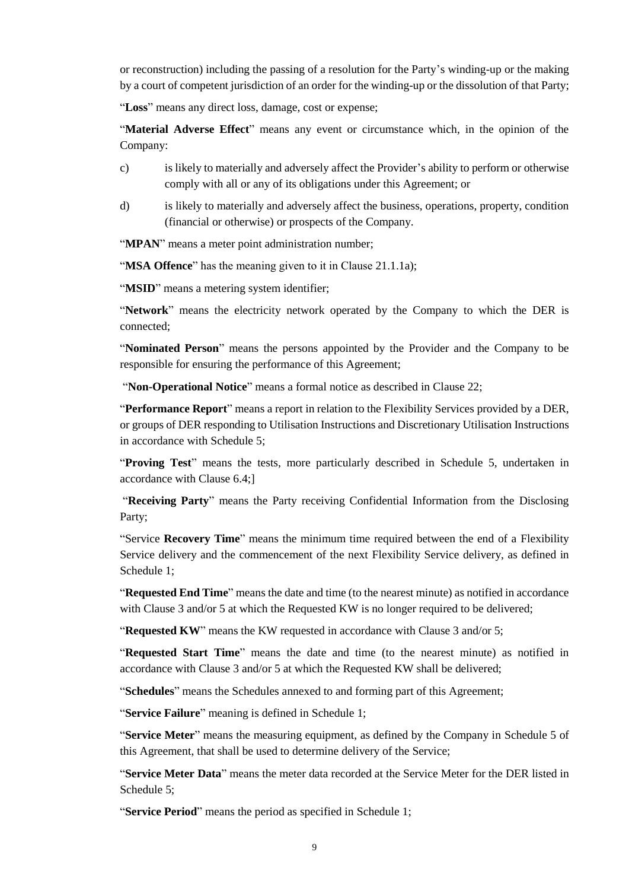or reconstruction) including the passing of a resolution for the Party's winding-up or the making by a court of competent jurisdiction of an order for the winding-up or the dissolution of that Party;

"**Loss**" means any direct loss, damage, cost or expense;

"**Material Adverse Effect**" means any event or circumstance which, in the opinion of the Company:

c) is likely to materially and adversely affect the Provider's ability to perform or otherwise comply with all or any of its obligations under this Agreement; or

d) is likely to materially and adversely affect the business, operations, property, condition (financial or otherwise) or prospects of the Company.

"**MPAN**" means a meter point administration number;

"**MSA Offence**" has the meaning given to it in Clause 21.1.1a);

"**MSID**" means a metering system identifier;

"**Network**" means the electricity network operated by the Company to which the DER is connected;

"**Nominated Person**" means the persons appointed by the Provider and the Company to be responsible for ensuring the performance of this Agreement;

"**Non-Operational Notice**" means a formal notice as described in Clause 22;

"**Performance Report**" means a report in relation to the Flexibility Services provided by a DER, or groups of DER responding to Utilisation Instructions and Discretionary Utilisation Instructions in accordance with Schedule 5;

"**Proving Test**" means the tests, more particularly described in Schedule 5, undertaken in accordance with Clause 6.4;]

"**Receiving Party**" means the Party receiving Confidential Information from the Disclosing Party;

"Service **Recovery Time**" means the minimum time required between the end of a Flexibility Service delivery and the commencement of the next Flexibility Service delivery, as defined in Schedule 1;

"**Requested End Time**" means the date and time (to the nearest minute) as notified in accordance with Clause 3 and/or 5 at which the Requested KW is no longer required to be delivered;

"**Requested KW**" means the KW requested in accordance with Clause 3 and/or 5;

"**Requested Start Time**" means the date and time (to the nearest minute) as notified in accordance with Clause 3 and/or 5 at which the Requested KW shall be delivered;

"**Schedules**" means the Schedules annexed to and forming part of this Agreement;

"**Service Failure**" meaning is defined in Schedule 1;

"**Service Meter**" means the measuring equipment, as defined by the Company in Schedule 5 of this Agreement, that shall be used to determine delivery of the Service;

"**Service Meter Data**" means the meter data recorded at the Service Meter for the DER listed in Schedule 5;

"**Service Period**" means the period as specified in Schedule 1;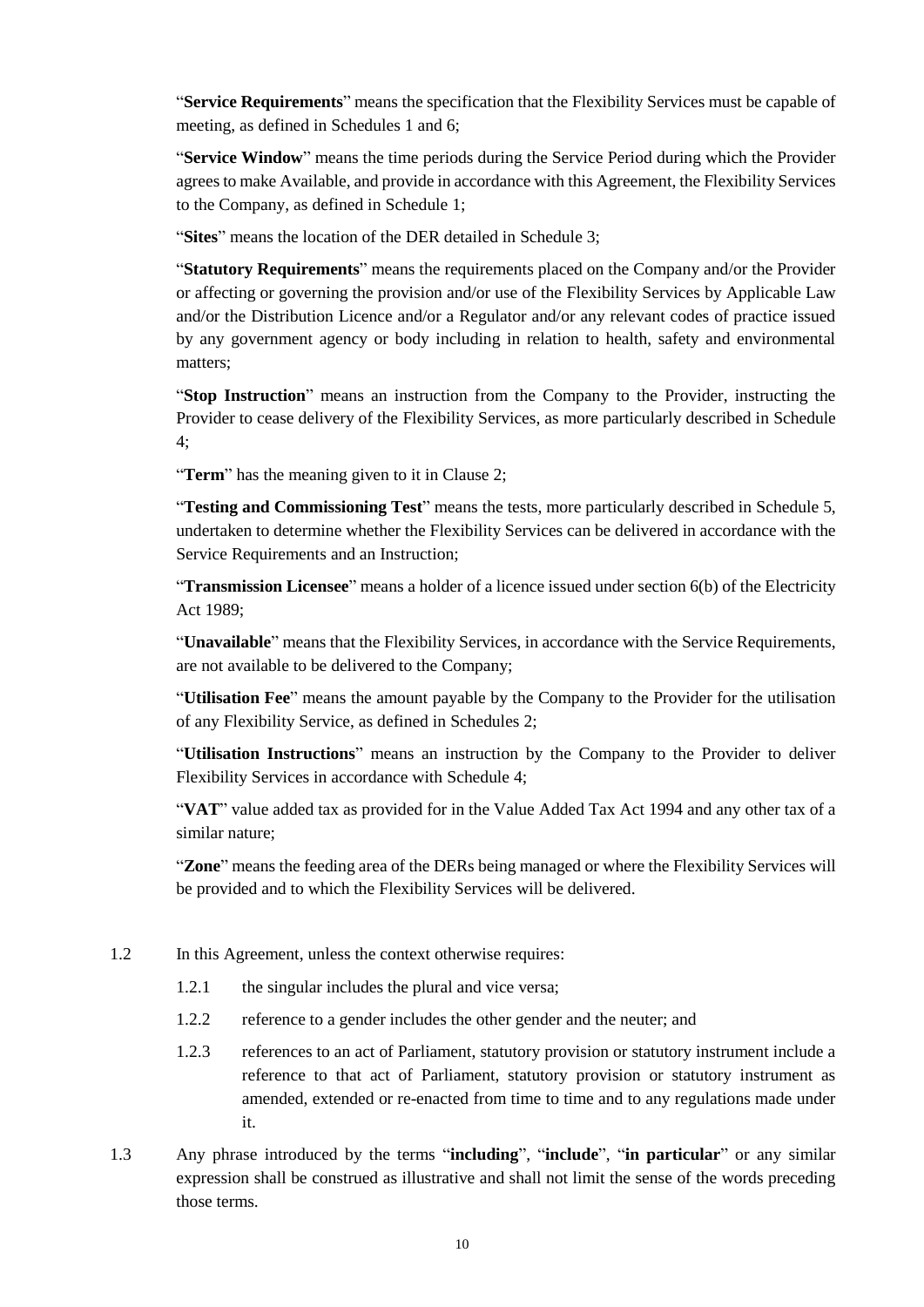"**Service Requirements**" means the specification that the Flexibility Services must be capable of meeting, as defined in Schedules 1 and 6;

"**Service Window**" means the time periods during the Service Period during which the Provider agrees to make Available, and provide in accordance with this Agreement, the Flexibility Services to the Company, as defined in Schedule 1;

"**Sites**" means the location of the DER detailed in Schedule 3;

"**Statutory Requirements**" means the requirements placed on the Company and/or the Provider or affecting or governing the provision and/or use of the Flexibility Services by Applicable Law and/or the Distribution Licence and/or a Regulator and/or any relevant codes of practice issued by any government agency or body including in relation to health, safety and environmental matters;

"**Stop Instruction**" means an instruction from the Company to the Provider, instructing the Provider to cease delivery of the Flexibility Services, as more particularly described in Schedule 4;

"**Term**" has the meaning given to it in Clause 2;

"**Testing and Commissioning Test**" means the tests, more particularly described in Schedule 5, undertaken to determine whether the Flexibility Services can be delivered in accordance with the Service Requirements and an Instruction;

"**Transmission Licensee**" means a holder of a licence issued under section 6(b) of the Electricity Act 1989;

"**Unavailable**" means that the Flexibility Services, in accordance with the Service Requirements, are not available to be delivered to the Company;

"**Utilisation Fee**" means the amount payable by the Company to the Provider for the utilisation of any Flexibility Service, as defined in Schedules 2;

"**Utilisation Instructions**" means an instruction by the Company to the Provider to deliver Flexibility Services in accordance with Schedule 4;

"**VAT**" value added tax as provided for in the Value Added Tax Act 1994 and any other tax of a similar nature;

"**Zone**" means the feeding area of the DERs being managed or where the Flexibility Services will be provided and to which the Flexibility Services will be delivered.

1.2 In this Agreement, unless the context otherwise requires:

1.2.1 the singular includes the plural and vice versa;

1.2.2 reference to a gender includes the other gender and the neuter; and

1.2.3 references to an act of Parliament, statutory provision or statutory instrument include a reference to that act of Parliament, statutory provision or statutory instrument as amended, extended or re-enacted from time to time and to any regulations made under it.

1.3 Any phrase introduced by the terms "**including**", "**include**", "**in particular**" or any similar expression shall be construed as illustrative and shall not limit the sense of the words preceding those terms.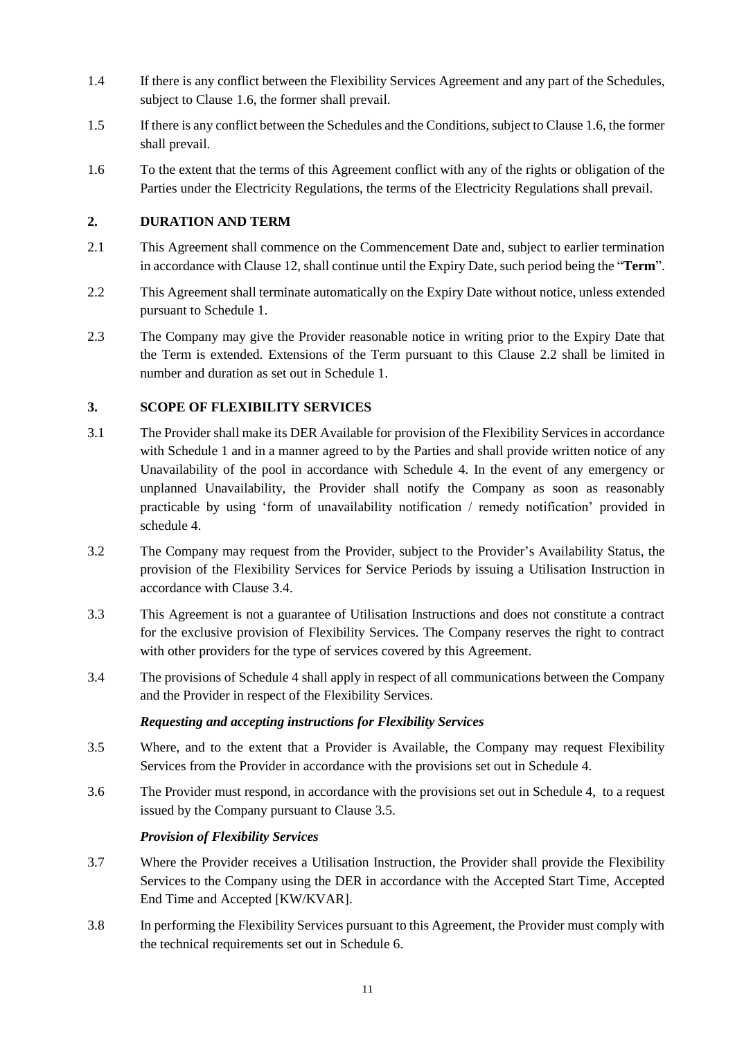1.4 If there is any conflict between the Flexibility Services Agreement and any part of the Schedules, subject to Clause 1.6, the former shall prevail.

1.5 If there is any conflict between the Schedules and the Conditions, subject to Clause 1.6, the former shall prevail.

1.6 To the extent that the terms of this Agreement conflict with any of the rights or obligation of the Parties under the Electricity Regulations, the terms of the Electricity Regulations shall prevail.

## 2. DURATION AND TERM

2.1 This Agreement shall commence on the Commencement Date and, subject to earlier termination in accordance with Clause 12, shall continue until the Expiry Date, such period being the "**Term**".

2.2 This Agreement shall terminate automatically on the Expiry Date without notice, unless extended pursuant to Schedule 1.

2.3 The Company may give the Provider reasonable notice in writing prior to the Expiry Date that the Term is extended. Extensions of the Term pursuant to this Clause 2.2 shall be limited in number and duration as set out in Schedule 1.

## 3. SCOPE OF FLEXIBILITY SERVICES

3.1 The Provider shall make its DER Available for provision of the Flexibility Services in accordance with Schedule 1 and in a manner agreed to by the Parties and shall provide written notice of any Unavailability of the pool in accordance with Schedule 4. In the event of any emergency or unplanned Unavailability, the Provider shall notify the Company as soon as reasonably practicable by using 'form of unavailability notification / remedy notification' provided in schedule 4.

3.2 The Company may request from the Provider, subject to the Provider's Availability Status, the provision of the Flexibility Services for Service Periods by issuing a Utilisation Instruction in accordance with Clause 3.4.

3.3 This Agreement is not a guarantee of Utilisation Instructions and does not constitute a contract for the exclusive provision of Flexibility Services. The Company reserves the right to contract with other providers for the type of services covered by this Agreement.

3.4 The provisions of Schedule 4 shall apply in respect of all communications between the Company and the Provider in respect of the Flexibility Services.

***Requesting and accepting instructions for Flexibility Services***

3.5 Where, and to the extent that a Provider is Available, the Company may request Flexibility Services from the Provider in accordance with the provisions set out in Schedule 4.

3.6 The Provider must respond, in accordance with the provisions set out in Schedule 4, to a request issued by the Company pursuant to Clause 3.5.

***Provision of Flexibility Services***

3.7 Where the Provider receives a Utilisation Instruction, the Provider shall provide the Flexibility Services to the Company using the DER in accordance with the Accepted Start Time, Accepted End Time and Accepted [KW/KVAR].

3.8 In performing the Flexibility Services pursuant to this Agreement, the Provider must comply with the technical requirements set out in Schedule 6.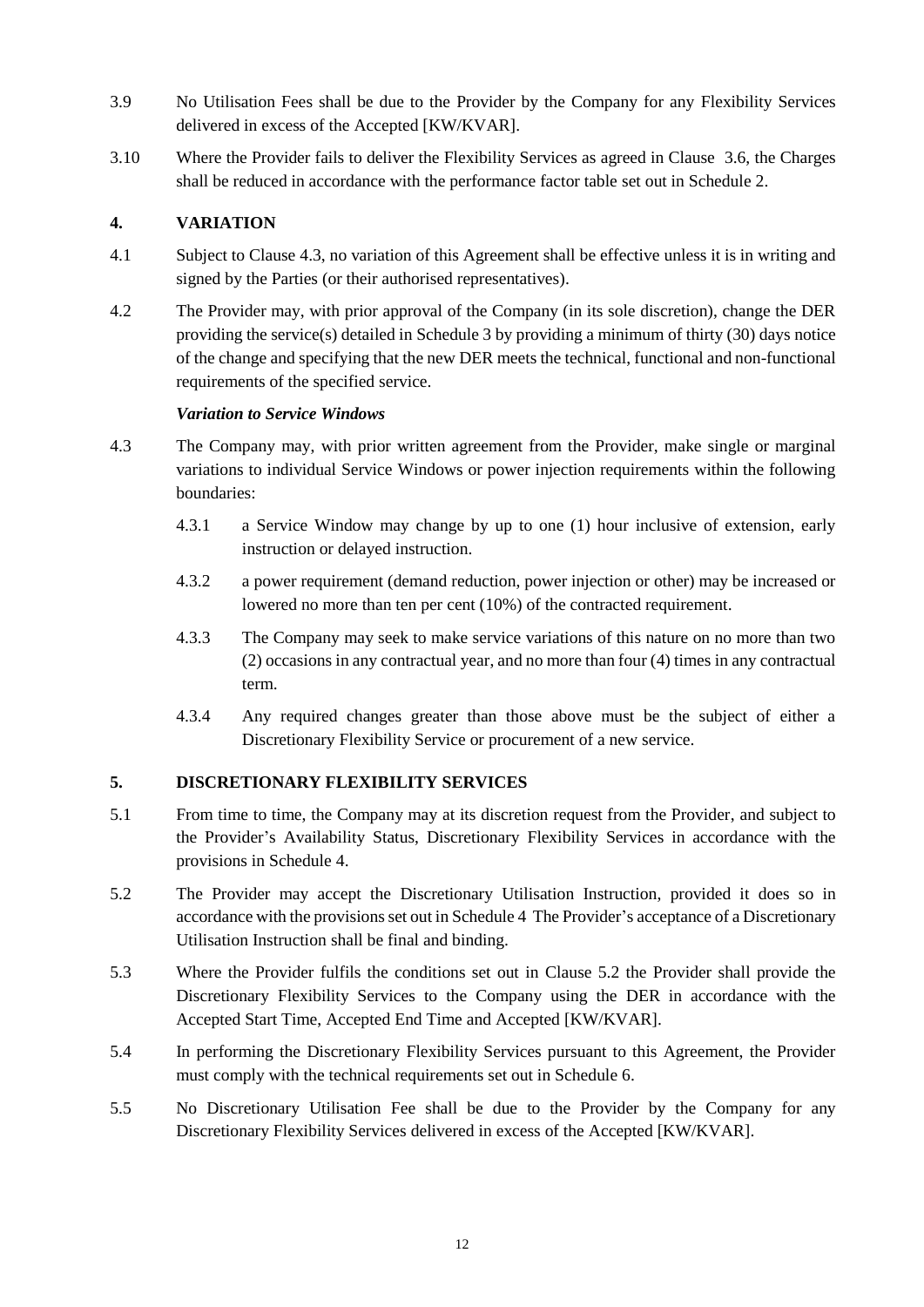3.9 No Utilisation Fees shall be due to the Provider by the Company for any Flexibility Services delivered in excess of the Accepted [KW/KVAR].

3.10 Where the Provider fails to deliver the Flexibility Services as agreed in Clause 3.6, the Charges shall be reduced in accordance with the performance factor table set out in Schedule 2.

## 4. VARIATION

4.1 Subject to Clause 4.3, no variation of this Agreement shall be effective unless it is in writing and signed by the Parties (or their authorised representatives).

4.2 The Provider may, with prior approval of the Company (in its sole discretion), change the DER providing the service(s) detailed in Schedule 3 by providing a minimum of thirty (30) days notice of the change and specifying that the new DER meets the technical, functional and non-functional requirements of the specified service.

***Variation to Service Windows***

4.3 The Company may, with prior written agreement from the Provider, make single or marginal variations to individual Service Windows or power injection requirements within the following boundaries:

4.3.1 a Service Window may change by up to one (1) hour inclusive of extension, early instruction or delayed instruction.

4.3.2 a power requirement (demand reduction, power injection or other) may be increased or lowered no more than ten per cent (10%) of the contracted requirement.

4.3.3 The Company may seek to make service variations of this nature on no more than two (2) occasions in any contractual year, and no more than four (4) times in any contractual term.

4.3.4 Any required changes greater than those above must be the subject of either a Discretionary Flexibility Service or procurement of a new service.

## 5. DISCRETIONARY FLEXIBILITY SERVICES

5.1 From time to time, the Company may at its discretion request from the Provider, and subject to the Provider's Availability Status, Discretionary Flexibility Services in accordance with the provisions in Schedule 4.

5.2 The Provider may accept the Discretionary Utilisation Instruction, provided it does so in accordance with the provisions set out in Schedule 4 The Provider's acceptance of a Discretionary Utilisation Instruction shall be final and binding.

5.3 Where the Provider fulfils the conditions set out in Clause 5.2 the Provider shall provide the Discretionary Flexibility Services to the Company using the DER in accordance with the Accepted Start Time, Accepted End Time and Accepted [KW/KVAR].

5.4 In performing the Discretionary Flexibility Services pursuant to this Agreement, the Provider must comply with the technical requirements set out in Schedule 6.

5.5 No Discretionary Utilisation Fee shall be due to the Provider by the Company for any Discretionary Flexibility Services delivered in excess of the Accepted [KW/KVAR].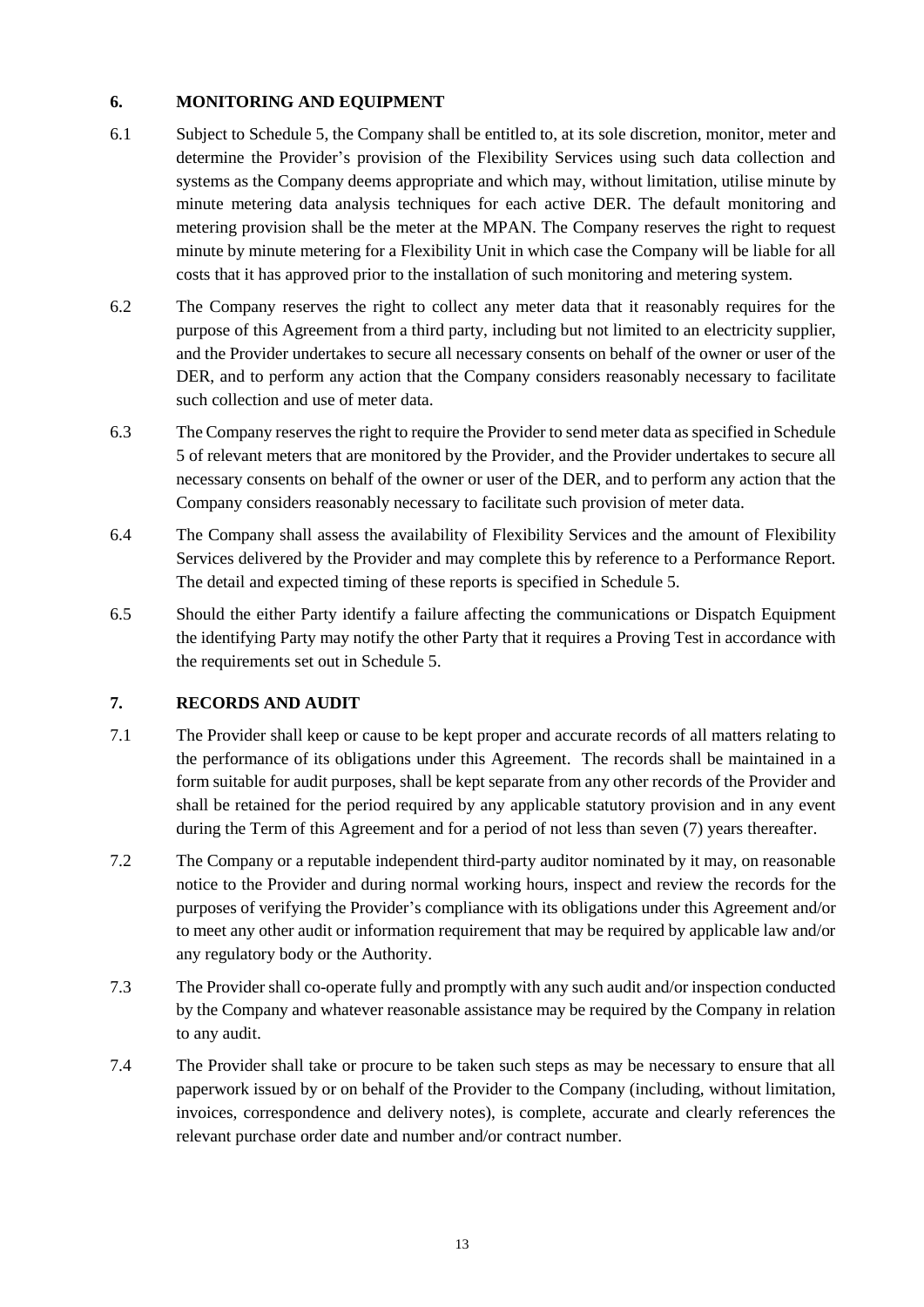## 6. MONITORING AND EQUIPMENT

6.1 Subject to Schedule 5, the Company shall be entitled to, at its sole discretion, monitor, meter and determine the Provider's provision of the Flexibility Services using such data collection and systems as the Company deems appropriate and which may, without limitation, utilise minute by minute metering data analysis techniques for each active DER. The default monitoring and metering provision shall be the meter at the MPAN. The Company reserves the right to request minute by minute metering for a Flexibility Unit in which case the Company will be liable for all costs that it has approved prior to the installation of such monitoring and metering system.

6.2 The Company reserves the right to collect any meter data that it reasonably requires for the purpose of this Agreement from a third party, including but not limited to an electricity supplier, and the Provider undertakes to secure all necessary consents on behalf of the owner or user of the DER, and to perform any action that the Company considers reasonably necessary to facilitate such collection and use of meter data.

6.3 The Company reserves the right to require the Provider to send meter data as specified in Schedule 5 of relevant meters that are monitored by the Provider, and the Provider undertakes to secure all necessary consents on behalf of the owner or user of the DER, and to perform any action that the Company considers reasonably necessary to facilitate such provision of meter data.

6.4 The Company shall assess the availability of Flexibility Services and the amount of Flexibility Services delivered by the Provider and may complete this by reference to a Performance Report. The detail and expected timing of these reports is specified in Schedule 5.

6.5 Should the either Party identify a failure affecting the communications or Dispatch Equipment the identifying Party may notify the other Party that it requires a Proving Test in accordance with the requirements set out in Schedule 5.

## 7. RECORDS AND AUDIT

7.1 The Provider shall keep or cause to be kept proper and accurate records of all matters relating to the performance of its obligations under this Agreement. The records shall be maintained in a form suitable for audit purposes, shall be kept separate from any other records of the Provider and shall be retained for the period required by any applicable statutory provision and in any event during the Term of this Agreement and for a period of not less than seven (7) years thereafter.

7.2 The Company or a reputable independent third-party auditor nominated by it may, on reasonable notice to the Provider and during normal working hours, inspect and review the records for the purposes of verifying the Provider's compliance with its obligations under this Agreement and/or to meet any other audit or information requirement that may be required by applicable law and/or any regulatory body or the Authority.

7.3 The Provider shall co-operate fully and promptly with any such audit and/or inspection conducted by the Company and whatever reasonable assistance may be required by the Company in relation to any audit.

7.4 The Provider shall take or procure to be taken such steps as may be necessary to ensure that all paperwork issued by or on behalf of the Provider to the Company (including, without limitation, invoices, correspondence and delivery notes), is complete, accurate and clearly references the relevant purchase order date and number and/or contract number.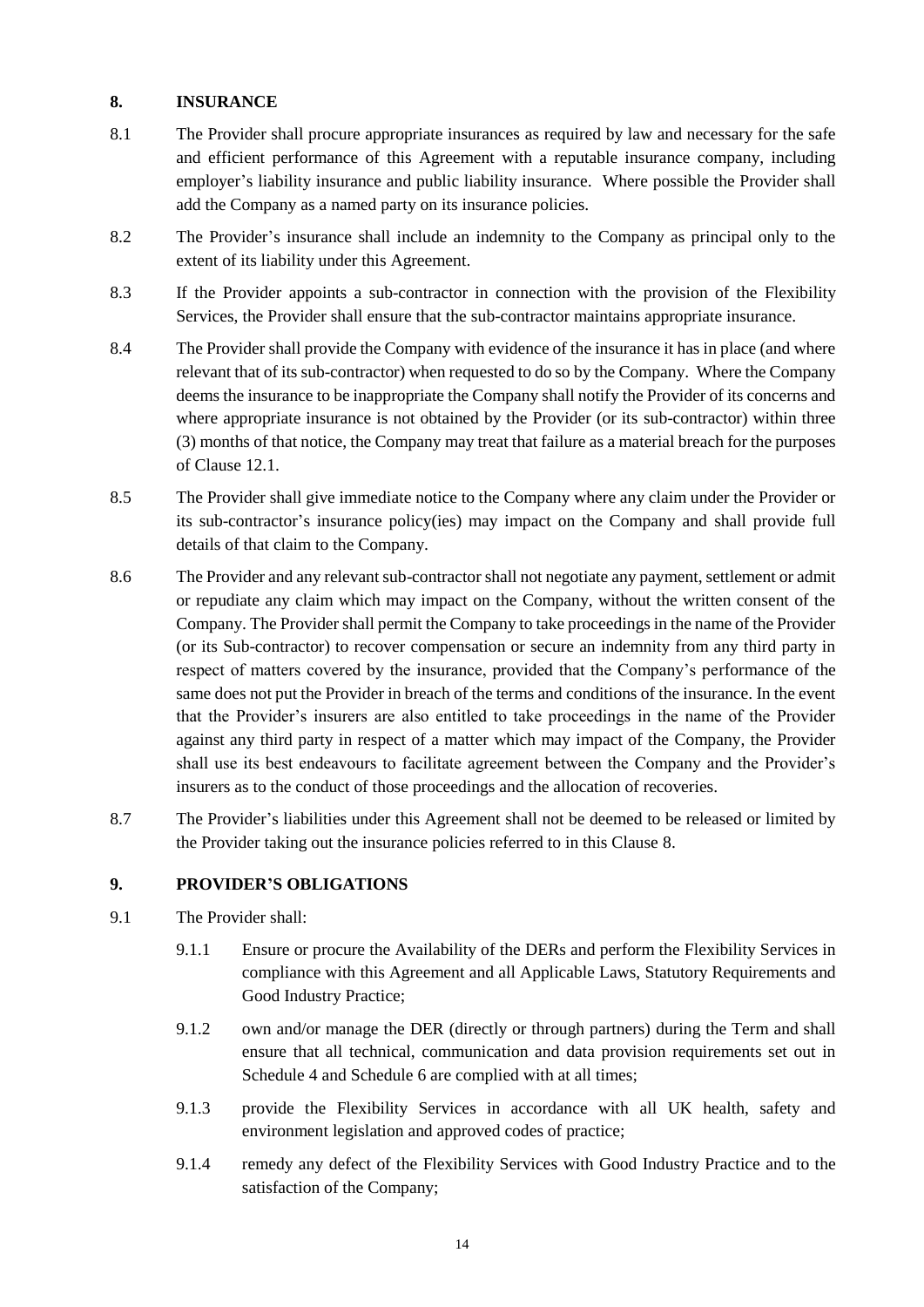## 8. INSURANCE

8.1 The Provider shall procure appropriate insurances as required by law and necessary for the safe and efficient performance of this Agreement with a reputable insurance company, including employer's liability insurance and public liability insurance. Where possible the Provider shall add the Company as a named party on its insurance policies.

8.2 The Provider's insurance shall include an indemnity to the Company as principal only to the extent of its liability under this Agreement.

8.3 If the Provider appoints a sub-contractor in connection with the provision of the Flexibility Services, the Provider shall ensure that the sub-contractor maintains appropriate insurance.

8.4 The Provider shall provide the Company with evidence of the insurance it has in place (and where relevant that of its sub-contractor) when requested to do so by the Company. Where the Company deems the insurance to be inappropriate the Company shall notify the Provider of its concerns and where appropriate insurance is not obtained by the Provider (or its sub-contractor) within three (3) months of that notice, the Company may treat that failure as a material breach for the purposes of Clause 12.1.

8.5 The Provider shall give immediate notice to the Company where any claim under the Provider or its sub-contractor's insurance policy(ies) may impact on the Company and shall provide full details of that claim to the Company.

8.6 The Provider and any relevant sub-contractor shall not negotiate any payment, settlement or admit or repudiate any claim which may impact on the Company, without the written consent of the Company. The Provider shall permit the Company to take proceedings in the name of the Provider (or its Sub-contractor) to recover compensation or secure an indemnity from any third party in respect of matters covered by the insurance, provided that the Company's performance of the same does not put the Provider in breach of the terms and conditions of the insurance. In the event that the Provider's insurers are also entitled to take proceedings in the name of the Provider against any third party in respect of a matter which may impact of the Company, the Provider shall use its best endeavours to facilitate agreement between the Company and the Provider's insurers as to the conduct of those proceedings and the allocation of recoveries.

8.7 The Provider's liabilities under this Agreement shall not be deemed to be released or limited by the Provider taking out the insurance policies referred to in this Clause 8.

## 9. PROVIDER'S OBLIGATIONS

9.1 The Provider shall:

9.1.1 Ensure or procure the Availability of the DERs and perform the Flexibility Services in compliance with this Agreement and all Applicable Laws, Statutory Requirements and Good Industry Practice;

9.1.2 own and/or manage the DER (directly or through partners) during the Term and shall ensure that all technical, communication and data provision requirements set out in Schedule 4 and Schedule 6 are complied with at all times;

9.1.3 provide the Flexibility Services in accordance with all UK health, safety and environment legislation and approved codes of practice;

9.1.4 remedy any defect of the Flexibility Services with Good Industry Practice and to the satisfaction of the Company;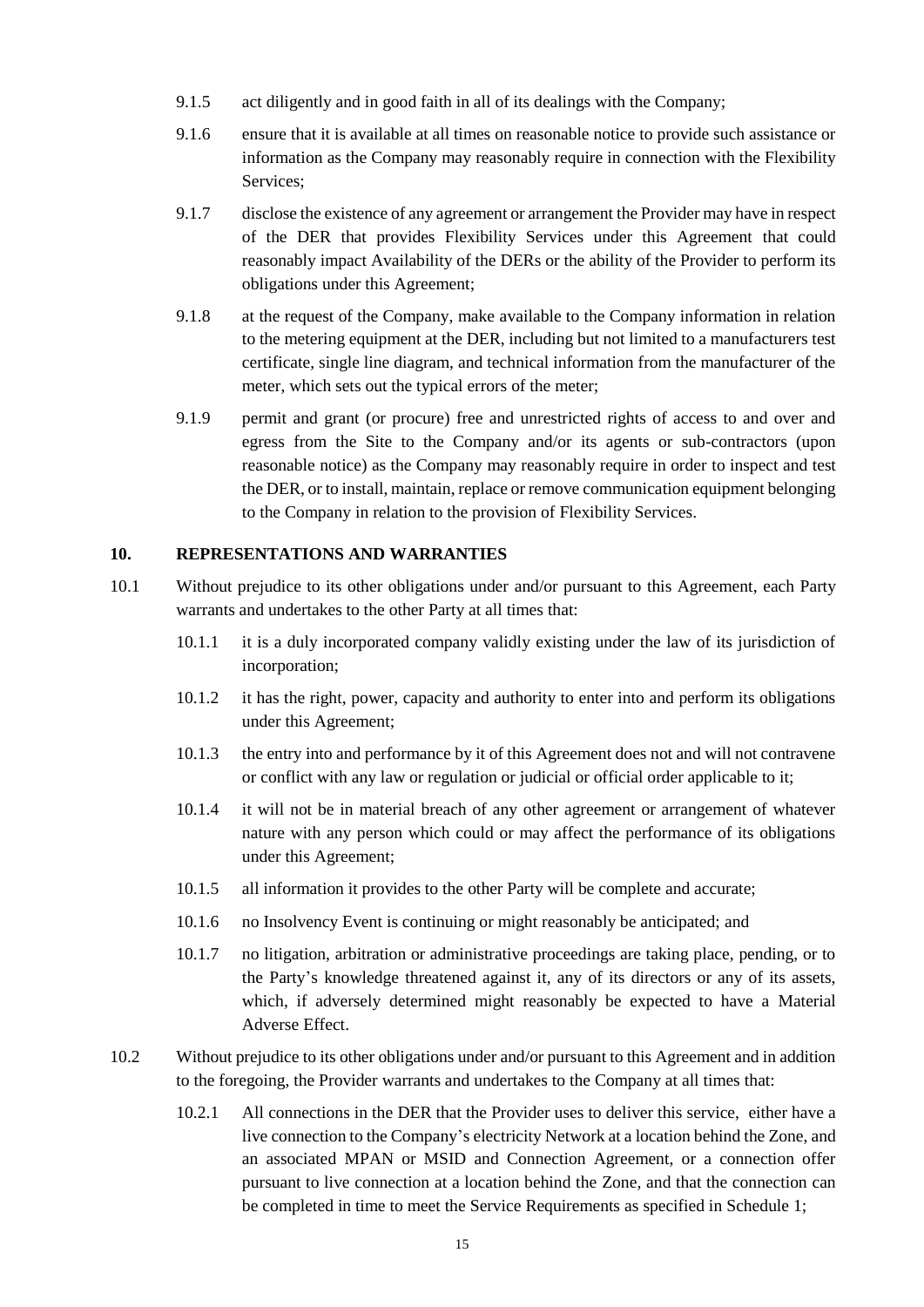9.1.5 act diligently and in good faith in all of its dealings with the Company;

9.1.6 ensure that it is available at all times on reasonable notice to provide such assistance or information as the Company may reasonably require in connection with the Flexibility Services;

9.1.7 disclose the existence of any agreement or arrangement the Provider may have in respect of the DER that provides Flexibility Services under this Agreement that could reasonably impact Availability of the DERs or the ability of the Provider to perform its obligations under this Agreement;

9.1.8 at the request of the Company, make available to the Company information in relation to the metering equipment at the DER, including but not limited to a manufacturers test certificate, single line diagram, and technical information from the manufacturer of the meter, which sets out the typical errors of the meter;

9.1.9 permit and grant (or procure) free and unrestricted rights of access to and over and egress from the Site to the Company and/or its agents or sub-contractors (upon reasonable notice) as the Company may reasonably require in order to inspect and test the DER, or to install, maintain, replace or remove communication equipment belonging to the Company in relation to the provision of Flexibility Services.

## 10. REPRESENTATIONS AND WARRANTIES

10.1 Without prejudice to its other obligations under and/or pursuant to this Agreement, each Party warrants and undertakes to the other Party at all times that:

10.1.1 it is a duly incorporated company validly existing under the law of its jurisdiction of incorporation;

10.1.2 it has the right, power, capacity and authority to enter into and perform its obligations under this Agreement;

10.1.3 the entry into and performance by it of this Agreement does not and will not contravene or conflict with any law or regulation or judicial or official order applicable to it;

10.1.4 it will not be in material breach of any other agreement or arrangement of whatever nature with any person which could or may affect the performance of its obligations under this Agreement;

10.1.5 all information it provides to the other Party will be complete and accurate;

10.1.6 no Insolvency Event is continuing or might reasonably be anticipated; and

10.1.7 no litigation, arbitration or administrative proceedings are taking place, pending, or to the Party's knowledge threatened against it, any of its directors or any of its assets, which, if adversely determined might reasonably be expected to have a Material Adverse Effect.

10.2 Without prejudice to its other obligations under and/or pursuant to this Agreement and in addition to the foregoing, the Provider warrants and undertakes to the Company at all times that:

10.2.1 All connections in the DER that the Provider uses to deliver this service, either have a live connection to the Company's electricity Network at a location behind the Zone, and an associated MPAN or MSID and Connection Agreement, or a connection offer pursuant to live connection at a location behind the Zone, and that the connection can be completed in time to meet the Service Requirements as specified in Schedule 1;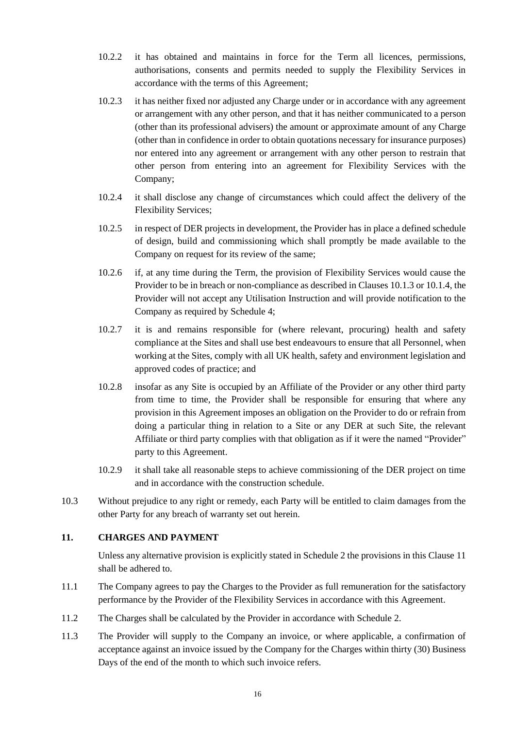10.2.2 it has obtained and maintains in force for the Term all licences, permissions, authorisations, consents and permits needed to supply the Flexibility Services in accordance with the terms of this Agreement;

10.2.3 it has neither fixed nor adjusted any Charge under or in accordance with any agreement or arrangement with any other person, and that it has neither communicated to a person (other than its professional advisers) the amount or approximate amount of any Charge (other than in confidence in order to obtain quotations necessary for insurance purposes) nor entered into any agreement or arrangement with any other person to restrain that other person from entering into an agreement for Flexibility Services with the Company;

10.2.4 it shall disclose any change of circumstances which could affect the delivery of the Flexibility Services;

10.2.5 in respect of DER projects in development, the Provider has in place a defined schedule of design, build and commissioning which shall promptly be made available to the Company on request for its review of the same;

10.2.6 if, at any time during the Term, the provision of Flexibility Services would cause the Provider to be in breach or non-compliance as described in Clauses 10.1.3 or 10.1.4, the Provider will not accept any Utilisation Instruction and will provide notification to the Company as required by Schedule 4;

10.2.7 it is and remains responsible for (where relevant, procuring) health and safety compliance at the Sites and shall use best endeavours to ensure that all Personnel, when working at the Sites, comply with all UK health, safety and environment legislation and approved codes of practice; and

10.2.8 insofar as any Site is occupied by an Affiliate of the Provider or any other third party from time to time, the Provider shall be responsible for ensuring that where any provision in this Agreement imposes an obligation on the Provider to do or refrain from doing a particular thing in relation to a Site or any DER at such Site, the relevant Affiliate or third party complies with that obligation as if it were the named "Provider" party to this Agreement.

10.2.9 it shall take all reasonable steps to achieve commissioning of the DER project on time and in accordance with the construction schedule.

10.3 Without prejudice to any right or remedy, each Party will be entitled to claim damages from the other Party for any breach of warranty set out herein.

## 11. CHARGES AND PAYMENT

Unless any alternative provision is explicitly stated in Schedule 2 the provisions in this Clause 11 shall be adhered to.

11.1 The Company agrees to pay the Charges to the Provider as full remuneration for the satisfactory performance by the Provider of the Flexibility Services in accordance with this Agreement.

11.2 The Charges shall be calculated by the Provider in accordance with Schedule 2.

11.3 The Provider will supply to the Company an invoice, or where applicable, a confirmation of acceptance against an invoice issued by the Company for the Charges within thirty (30) Business Days of the end of the month to which such invoice refers.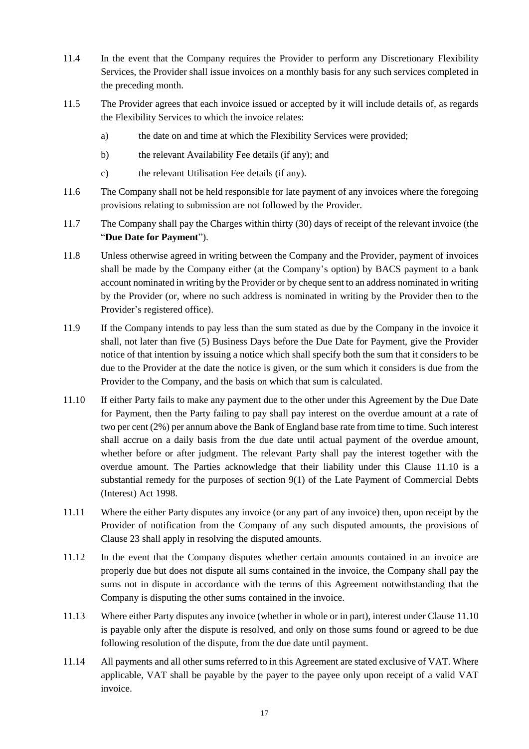11.4 In the event that the Company requires the Provider to perform any Discretionary Flexibility Services, the Provider shall issue invoices on a monthly basis for any such services completed in the preceding month.

11.5 The Provider agrees that each invoice issued or accepted by it will include details of, as regards the Flexibility Services to which the invoice relates:

a) the date on and time at which the Flexibility Services were provided;

b) the relevant Availability Fee details (if any); and

c) the relevant Utilisation Fee details (if any).

11.6 The Company shall not be held responsible for late payment of any invoices where the foregoing provisions relating to submission are not followed by the Provider.

11.7 The Company shall pay the Charges within thirty (30) days of receipt of the relevant invoice (the "**Due Date for Payment**").

11.8 Unless otherwise agreed in writing between the Company and the Provider, payment of invoices shall be made by the Company either (at the Company's option) by BACS payment to a bank account nominated in writing by the Provider or by cheque sent to an address nominated in writing by the Provider (or, where no such address is nominated in writing by the Provider then to the Provider's registered office).

11.9 If the Company intends to pay less than the sum stated as due by the Company in the invoice it shall, not later than five (5) Business Days before the Due Date for Payment, give the Provider notice of that intention by issuing a notice which shall specify both the sum that it considers to be due to the Provider at the date the notice is given, or the sum which it considers is due from the Provider to the Company, and the basis on which that sum is calculated.

11.10 If either Party fails to make any payment due to the other under this Agreement by the Due Date for Payment, then the Party failing to pay shall pay interest on the overdue amount at a rate of two per cent (2%) per annum above the Bank of England base rate from time to time. Such interest shall accrue on a daily basis from the due date until actual payment of the overdue amount, whether before or after judgment. The relevant Party shall pay the interest together with the overdue amount. The Parties acknowledge that their liability under this Clause 11.10 is a substantial remedy for the purposes of section 9(1) of the Late Payment of Commercial Debts (Interest) Act 1998.

11.11 Where the either Party disputes any invoice (or any part of any invoice) then, upon receipt by the Provider of notification from the Company of any such disputed amounts, the provisions of Clause 23 shall apply in resolving the disputed amounts.

11.12 In the event that the Company disputes whether certain amounts contained in an invoice are properly due but does not dispute all sums contained in the invoice, the Company shall pay the sums not in dispute in accordance with the terms of this Agreement notwithstanding that the Company is disputing the other sums contained in the invoice.

11.13 Where either Party disputes any invoice (whether in whole or in part), interest under Clause 11.10 is payable only after the dispute is resolved, and only on those sums found or agreed to be due following resolution of the dispute, from the due date until payment.

11.14 All payments and all other sums referred to in this Agreement are stated exclusive of VAT. Where applicable, VAT shall be payable by the payer to the payee only upon receipt of a valid VAT invoice.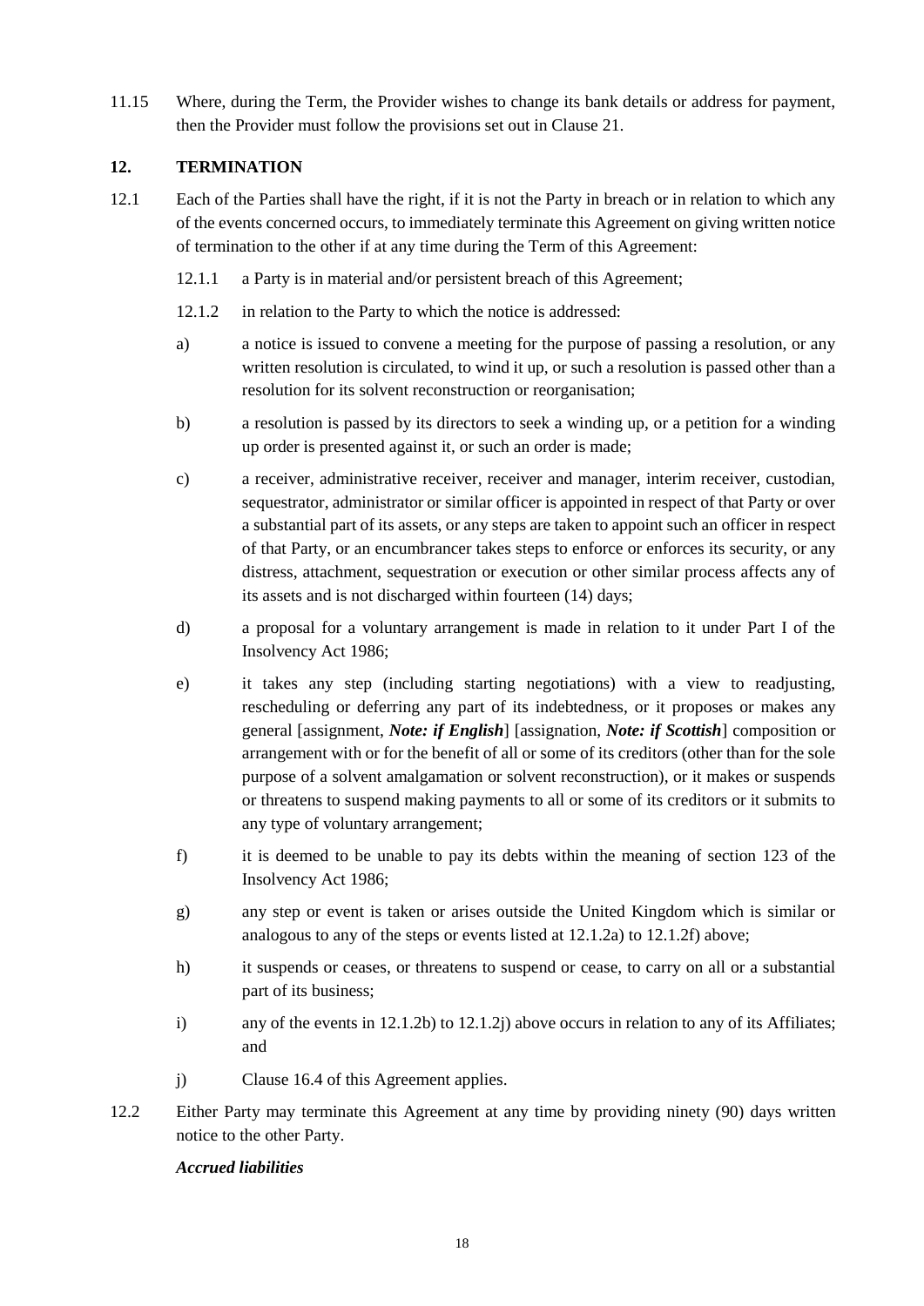11.15 Where, during the Term, the Provider wishes to change its bank details or address for payment, then the Provider must follow the provisions set out in Clause 21.

## 12. TERMINATION

12.1 Each of the Parties shall have the right, if it is not the Party in breach or in relation to which any of the events concerned occurs, to immediately terminate this Agreement on giving written notice of termination to the other if at any time during the Term of this Agreement:

12.1.1 a Party is in material and/or persistent breach of this Agreement;

12.1.2 in relation to the Party to which the notice is addressed:

a) a notice is issued to convene a meeting for the purpose of passing a resolution, or any written resolution is circulated, to wind it up, or such a resolution is passed other than a resolution for its solvent reconstruction or reorganisation;

b) a resolution is passed by its directors to seek a winding up, or a petition for a winding up order is presented against it, or such an order is made;

c) a receiver, administrative receiver, receiver and manager, interim receiver, custodian, sequestrator, administrator or similar officer is appointed in respect of that Party or over a substantial part of its assets, or any steps are taken to appoint such an officer in respect of that Party, or an encumbrancer takes steps to enforce or enforces its security, or any distress, attachment, sequestration or execution or other similar process affects any of its assets and is not discharged within fourteen (14) days;

d) a proposal for a voluntary arrangement is made in relation to it under Part I of the Insolvency Act 1986;

e) it takes any step (including starting negotiations) with a view to readjusting, rescheduling or deferring any part of its indebtedness, or it proposes or makes any general [assignment, ***Note: if English***] [assignation, ***Note: if Scottish***] composition or arrangement with or for the benefit of all or some of its creditors (other than for the sole purpose of a solvent amalgamation or solvent reconstruction), or it makes or suspends or threatens to suspend making payments to all or some of its creditors or it submits to any type of voluntary arrangement;

f) it is deemed to be unable to pay its debts within the meaning of section 123 of the Insolvency Act 1986;

g) any step or event is taken or arises outside the United Kingdom which is similar or analogous to any of the steps or events listed at 12.1.2a) to 12.1.2f) above;

h) it suspends or ceases, or threatens to suspend or cease, to carry on all or a substantial part of its business;

i) any of the events in 12.1.2b) to 12.1.2j) above occurs in relation to any of its Affiliates; and

j) Clause 16.4 of this Agreement applies.

12.2 Either Party may terminate this Agreement at any time by providing ninety (90) days written notice to the other Party.

***Accrued liabilities***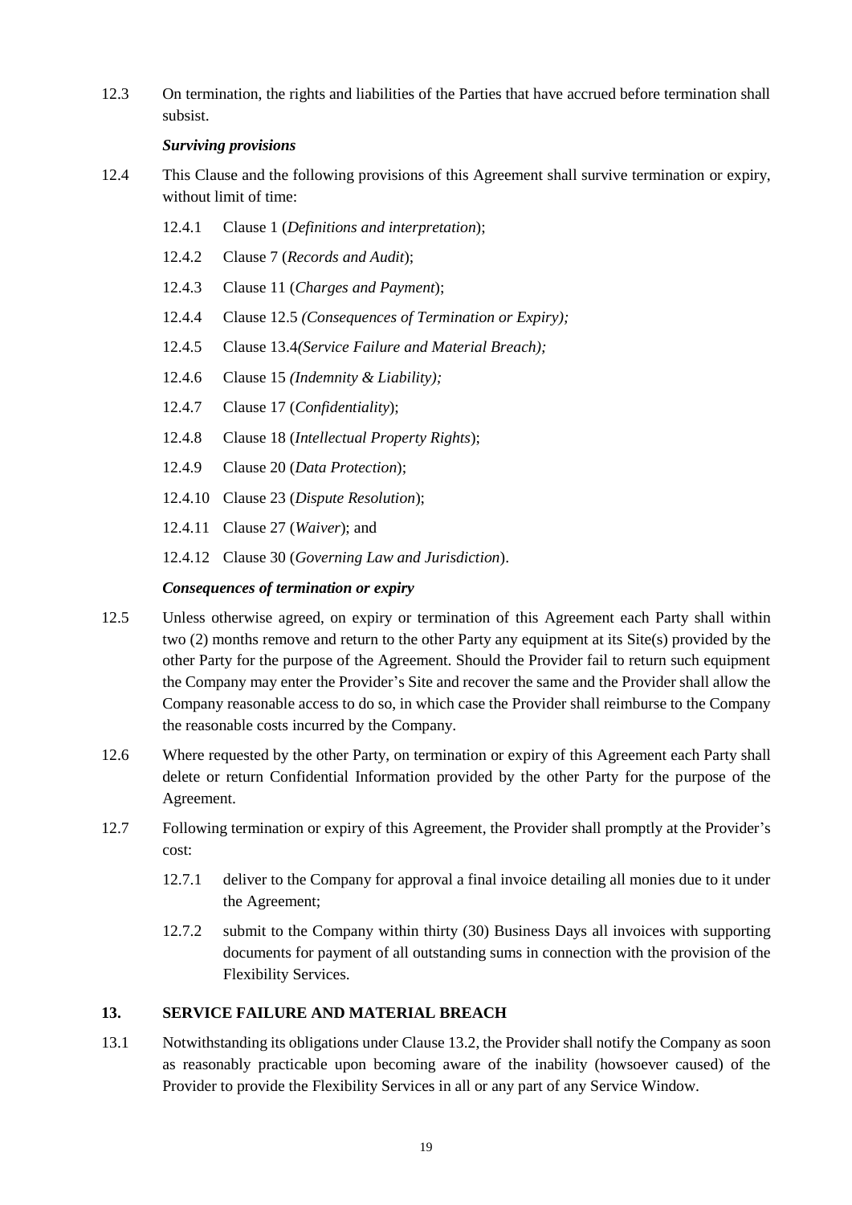12.3 On termination, the rights and liabilities of the Parties that have accrued before termination shall subsist.

***Surviving provisions***

12.4 This Clause and the following provisions of this Agreement shall survive termination or expiry, without limit of time:

12.4.1 Clause 1 (*Definitions and interpretation*);

12.4.2 Clause 7 (*Records and Audit*);

12.4.3 Clause 11 (*Charges and Payment*);

12.4.4 Clause 12.5 *(Consequences of Termination or Expiry);*

12.4.5 Clause 13.4*(Service Failure and Material Breach);*

12.4.6 Clause 15 *(Indemnity & Liability);*

12.4.7 Clause 17 (*Confidentiality*);

12.4.8 Clause 18 (*Intellectual Property Rights*);

12.4.9 Clause 20 (*Data Protection*);

12.4.10 Clause 23 (*Dispute Resolution*);

12.4.11 Clause 27 (*Waiver*); and

12.4.12 Clause 30 (*Governing Law and Jurisdiction*).

***Consequences of termination or expiry***

12.5 Unless otherwise agreed, on expiry or termination of this Agreement each Party shall within two (2) months remove and return to the other Party any equipment at its Site(s) provided by the other Party for the purpose of the Agreement. Should the Provider fail to return such equipment the Company may enter the Provider's Site and recover the same and the Provider shall allow the Company reasonable access to do so, in which case the Provider shall reimburse to the Company the reasonable costs incurred by the Company.

12.6 Where requested by the other Party, on termination or expiry of this Agreement each Party shall delete or return Confidential Information provided by the other Party for the purpose of the Agreement.

12.7 Following termination or expiry of this Agreement, the Provider shall promptly at the Provider's cost:

12.7.1 deliver to the Company for approval a final invoice detailing all monies due to it under the Agreement;

12.7.2 submit to the Company within thirty (30) Business Days all invoices with supporting documents for payment of all outstanding sums in connection with the provision of the Flexibility Services.

## 13. SERVICE FAILURE AND MATERIAL BREACH

13.1 Notwithstanding its obligations under Clause 13.2, the Provider shall notify the Company as soon as reasonably practicable upon becoming aware of the inability (howsoever caused) of the Provider to provide the Flexibility Services in all or any part of any Service Window.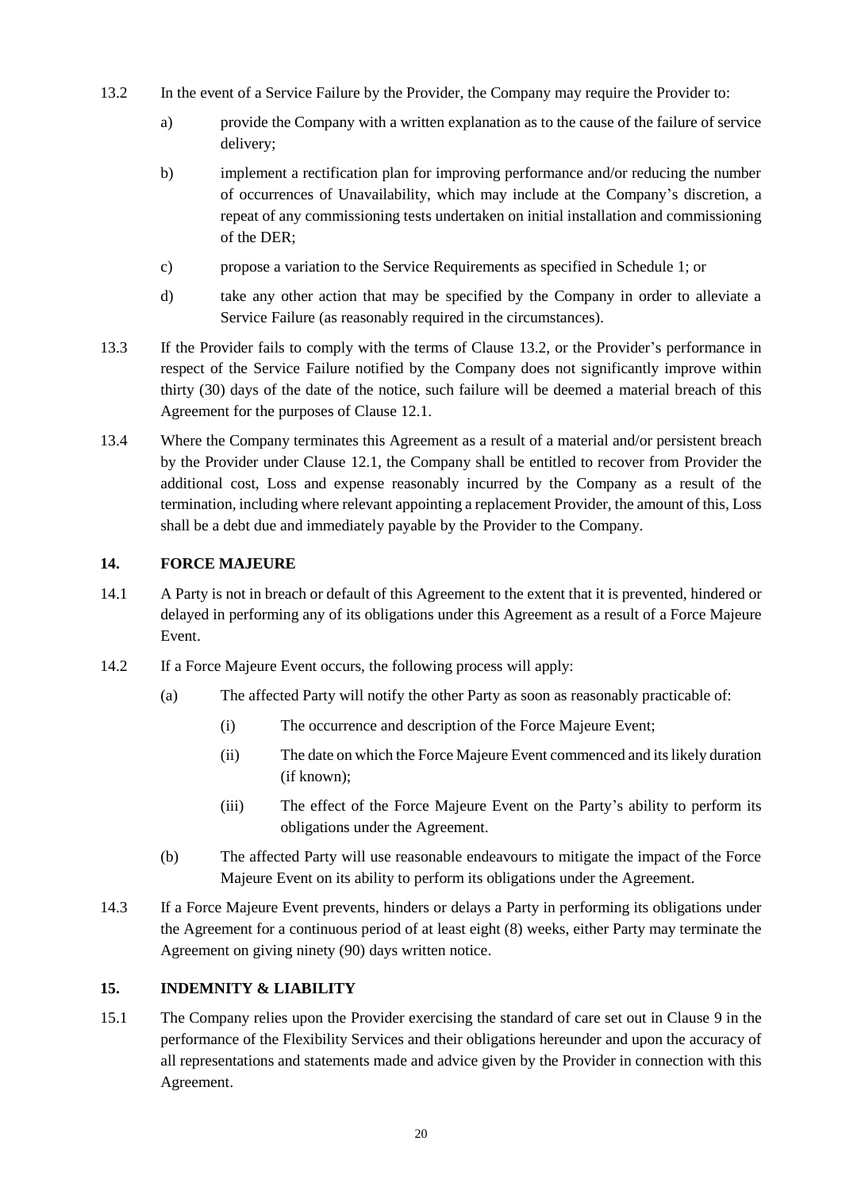13.2 In the event of a Service Failure by the Provider, the Company may require the Provider to:

a) provide the Company with a written explanation as to the cause of the failure of service delivery;

b) implement a rectification plan for improving performance and/or reducing the number of occurrences of Unavailability, which may include at the Company's discretion, a repeat of any commissioning tests undertaken on initial installation and commissioning of the DER;

c) propose a variation to the Service Requirements as specified in Schedule 1; or

d) take any other action that may be specified by the Company in order to alleviate a Service Failure (as reasonably required in the circumstances).

13.3 If the Provider fails to comply with the terms of Clause 13.2, or the Provider's performance in respect of the Service Failure notified by the Company does not significantly improve within thirty (30) days of the date of the notice, such failure will be deemed a material breach of this Agreement for the purposes of Clause 12.1.

13.4 Where the Company terminates this Agreement as a result of a material and/or persistent breach by the Provider under Clause 12.1, the Company shall be entitled to recover from Provider the additional cost, Loss and expense reasonably incurred by the Company as a result of the termination, including where relevant appointing a replacement Provider, the amount of this, Loss shall be a debt due and immediately payable by the Provider to the Company.

## 14. FORCE MAJEURE

14.1 A Party is not in breach or default of this Agreement to the extent that it is prevented, hindered or delayed in performing any of its obligations under this Agreement as a result of a Force Majeure Event.

14.2 If a Force Majeure Event occurs, the following process will apply:

(a) The affected Party will notify the other Party as soon as reasonably practicable of:

(i) The occurrence and description of the Force Majeure Event;

(ii) The date on which the Force Majeure Event commenced and its likely duration (if known);

(iii) The effect of the Force Majeure Event on the Party's ability to perform its obligations under the Agreement.

(b) The affected Party will use reasonable endeavours to mitigate the impact of the Force Majeure Event on its ability to perform its obligations under the Agreement.

14.3 If a Force Majeure Event prevents, hinders or delays a Party in performing its obligations under the Agreement for a continuous period of at least eight (8) weeks, either Party may terminate the Agreement on giving ninety (90) days written notice.

## 15. INDEMNITY & LIABILITY

15.1 The Company relies upon the Provider exercising the standard of care set out in Clause 9 in the performance of the Flexibility Services and their obligations hereunder and upon the accuracy of all representations and statements made and advice given by the Provider in connection with this Agreement.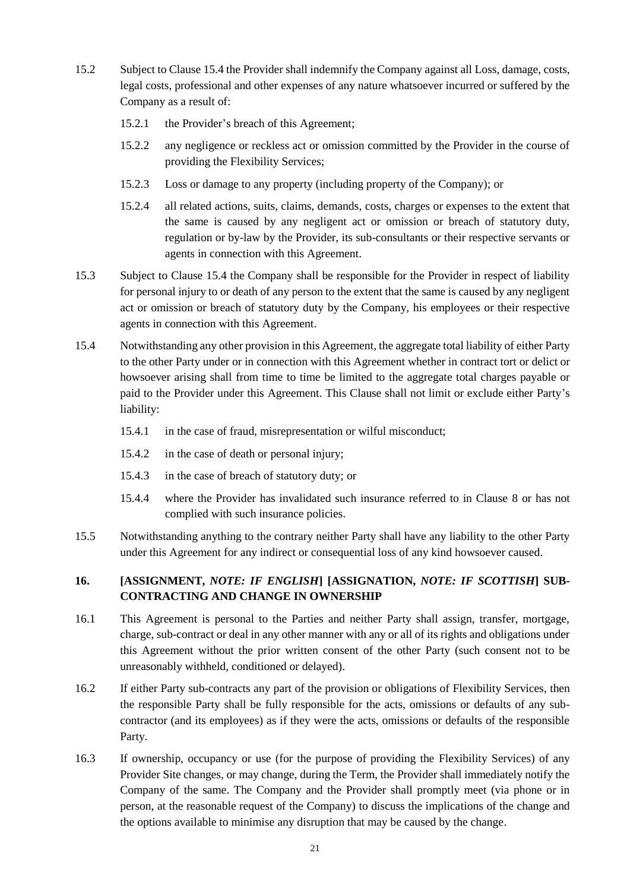15.2 Subject to Clause 15.4 the Provider shall indemnify the Company against all Loss, damage, costs, legal costs, professional and other expenses of any nature whatsoever incurred or suffered by the Company as a result of:

15.2.1 the Provider's breach of this Agreement;

15.2.2 any negligence or reckless act or omission committed by the Provider in the course of providing the Flexibility Services;

15.2.3 Loss or damage to any property (including property of the Company); or

15.2.4 all related actions, suits, claims, demands, costs, charges or expenses to the extent that the same is caused by any negligent act or omission or breach of statutory duty, regulation or by-law by the Provider, its sub-consultants or their respective servants or agents in connection with this Agreement.

15.3 Subject to Clause 15.4 the Company shall be responsible for the Provider in respect of liability for personal injury to or death of any person to the extent that the same is caused by any negligent act or omission or breach of statutory duty by the Company, his employees or their respective agents in connection with this Agreement.

15.4 Notwithstanding any other provision in this Agreement, the aggregate total liability of either Party to the other Party under or in connection with this Agreement whether in contract tort or delict or howsoever arising shall from time to time be limited to the aggregate total charges payable or paid to the Provider under this Agreement. This Clause shall not limit or exclude either Party's liability:

15.4.1 in the case of fraud, misrepresentation or wilful misconduct;

15.4.2 in the case of death or personal injury;

15.4.3 in the case of breach of statutory duty; or

15.4.4 where the Provider has invalidated such insurance referred to in Clause 8 or has not complied with such insurance policies.

15.5 Notwithstanding anything to the contrary neither Party shall have any liability to the other Party under this Agreement for any indirect or consequential loss of any kind howsoever caused.

## 16. [ASSIGNMENT, *NOTE: IF ENGLISH*] [ASSIGNATION, *NOTE: IF SCOTTISH*] SUB-CONTRACTING AND CHANGE IN OWNERSHIP

16.1 This Agreement is personal to the Parties and neither Party shall assign, transfer, mortgage, charge, sub-contract or deal in any other manner with any or all of its rights and obligations under this Agreement without the prior written consent of the other Party (such consent not to be unreasonably withheld, conditioned or delayed).

16.2 If either Party sub-contracts any part of the provision or obligations of Flexibility Services, then the responsible Party shall be fully responsible for the acts, omissions or defaults of any sub-contractor (and its employees) as if they were the acts, omissions or defaults of the responsible Party.

16.3 If ownership, occupancy or use (for the purpose of providing the Flexibility Services) of any Provider Site changes, or may change, during the Term, the Provider shall immediately notify the Company of the same. The Company and the Provider shall promptly meet (via phone or in person, at the reasonable request of the Company) to discuss the implications of the change and the options available to minimise any disruption that may be caused by the change.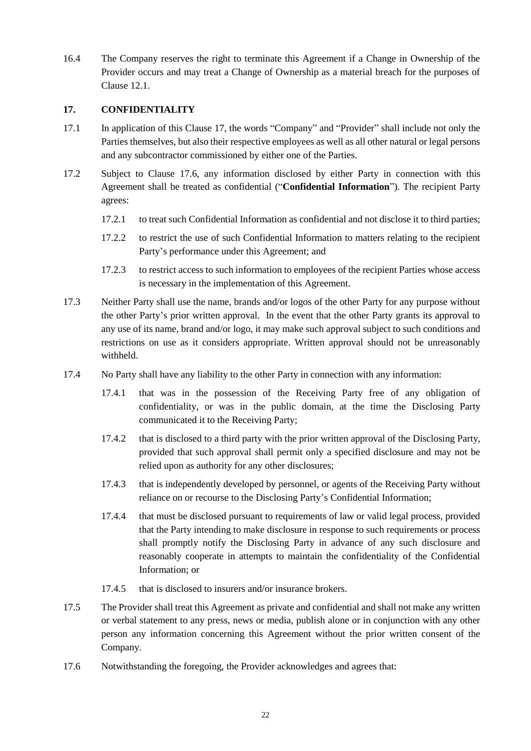16.4 The Company reserves the right to terminate this Agreement if a Change in Ownership of the Provider occurs and may treat a Change of Ownership as a material breach for the purposes of Clause 12.1.

## 17. CONFIDENTIALITY

17.1 In application of this Clause 17, the words "Company" and "Provider" shall include not only the Parties themselves, but also their respective employees as well as all other natural or legal persons and any subcontractor commissioned by either one of the Parties.

17.2 Subject to Clause 17.6, any information disclosed by either Party in connection with this Agreement shall be treated as confidential ("**Confidential Information**"). The recipient Party agrees:

17.2.1 to treat such Confidential Information as confidential and not disclose it to third parties;

17.2.2 to restrict the use of such Confidential Information to matters relating to the recipient Party's performance under this Agreement; and

17.2.3 to restrict access to such information to employees of the recipient Parties whose access is necessary in the implementation of this Agreement.

17.3 Neither Party shall use the name, brands and/or logos of the other Party for any purpose without the other Party's prior written approval. In the event that the other Party grants its approval to any use of its name, brand and/or logo, it may make such approval subject to such conditions and restrictions on use as it considers appropriate. Written approval should not be unreasonably withheld.

17.4 No Party shall have any liability to the other Party in connection with any information:

17.4.1 that was in the possession of the Receiving Party free of any obligation of confidentiality, or was in the public domain, at the time the Disclosing Party communicated it to the Receiving Party;

17.4.2 that is disclosed to a third party with the prior written approval of the Disclosing Party, provided that such approval shall permit only a specified disclosure and may not be relied upon as authority for any other disclosures;

17.4.3 that is independently developed by personnel, or agents of the Receiving Party without reliance on or recourse to the Disclosing Party's Confidential Information;

17.4.4 that must be disclosed pursuant to requirements of law or valid legal process, provided that the Party intending to make disclosure in response to such requirements or process shall promptly notify the Disclosing Party in advance of any such disclosure and reasonably cooperate in attempts to maintain the confidentiality of the Confidential Information; or

17.4.5 that is disclosed to insurers and/or insurance brokers.

17.5 The Provider shall treat this Agreement as private and confidential and shall not make any written or verbal statement to any press, news or media, publish alone or in conjunction with any other person any information concerning this Agreement without the prior written consent of the Company.

17.6 Notwithstanding the foregoing, the Provider acknowledges and agrees that: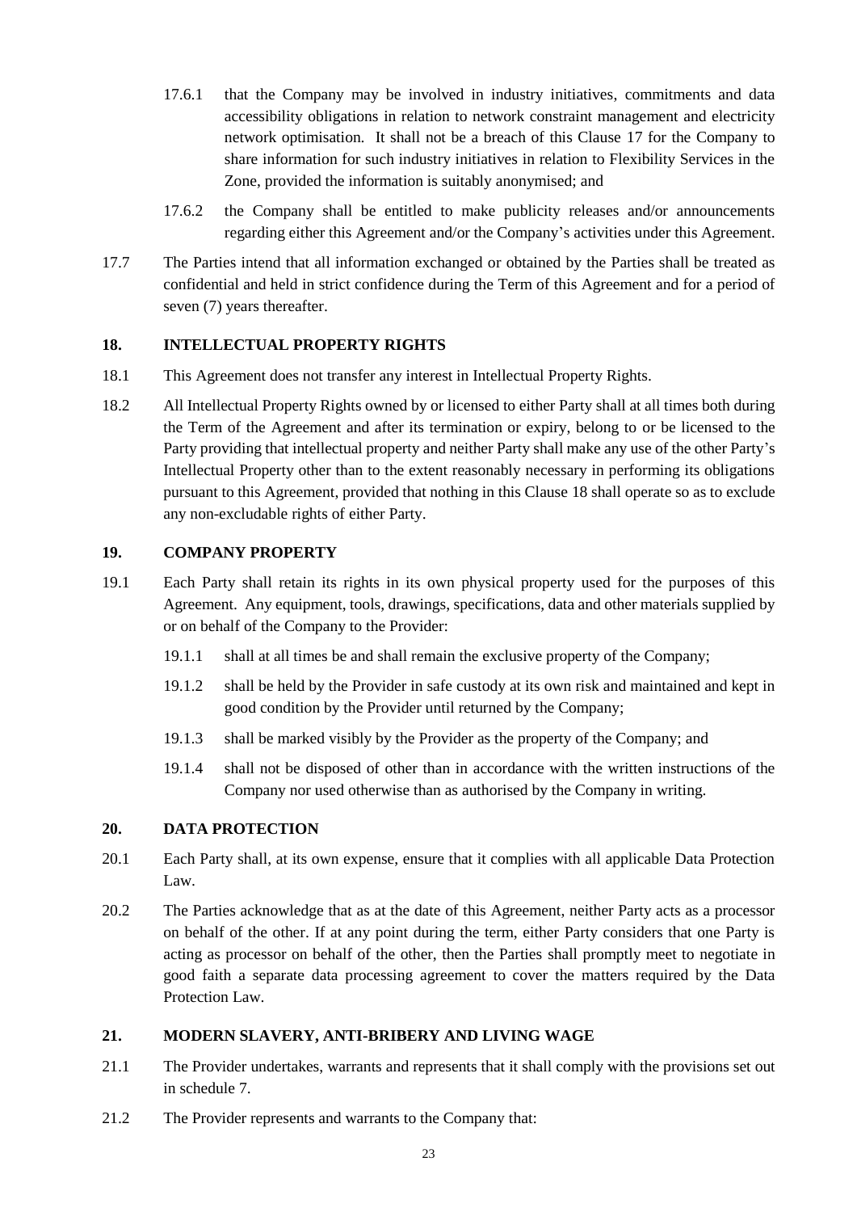17.6.1 that the Company may be involved in industry initiatives, commitments and data accessibility obligations in relation to network constraint management and electricity network optimisation. It shall not be a breach of this Clause 17 for the Company to share information for such industry initiatives in relation to Flexibility Services in the Zone, provided the information is suitably anonymised; and

17.6.2 the Company shall be entitled to make publicity releases and/or announcements regarding either this Agreement and/or the Company's activities under this Agreement.

17.7 The Parties intend that all information exchanged or obtained by the Parties shall be treated as confidential and held in strict confidence during the Term of this Agreement and for a period of seven (7) years thereafter.

## 18. INTELLECTUAL PROPERTY RIGHTS

18.1 This Agreement does not transfer any interest in Intellectual Property Rights.

18.2 All Intellectual Property Rights owned by or licensed to either Party shall at all times both during the Term of the Agreement and after its termination or expiry, belong to or be licensed to the Party providing that intellectual property and neither Party shall make any use of the other Party's Intellectual Property other than to the extent reasonably necessary in performing its obligations pursuant to this Agreement, provided that nothing in this Clause 18 shall operate so as to exclude any non-excludable rights of either Party.

## 19. COMPANY PROPERTY

19.1 Each Party shall retain its rights in its own physical property used for the purposes of this Agreement. Any equipment, tools, drawings, specifications, data and other materials supplied by or on behalf of the Company to the Provider:

19.1.1 shall at all times be and shall remain the exclusive property of the Company;

19.1.2 shall be held by the Provider in safe custody at its own risk and maintained and kept in good condition by the Provider until returned by the Company;

19.1.3 shall be marked visibly by the Provider as the property of the Company; and

19.1.4 shall not be disposed of other than in accordance with the written instructions of the Company nor used otherwise than as authorised by the Company in writing.

## 20. DATA PROTECTION

20.1 Each Party shall, at its own expense, ensure that it complies with all applicable Data Protection Law.

20.2 The Parties acknowledge that as at the date of this Agreement, neither Party acts as a processor on behalf of the other. If at any point during the term, either Party considers that one Party is acting as processor on behalf of the other, then the Parties shall promptly meet to negotiate in good faith a separate data processing agreement to cover the matters required by the Data Protection Law.

## 21. MODERN SLAVERY, ANTI-BRIBERY AND LIVING WAGE

21.1 The Provider undertakes, warrants and represents that it shall comply with the provisions set out in schedule 7.

21.2 The Provider represents and warrants to the Company that: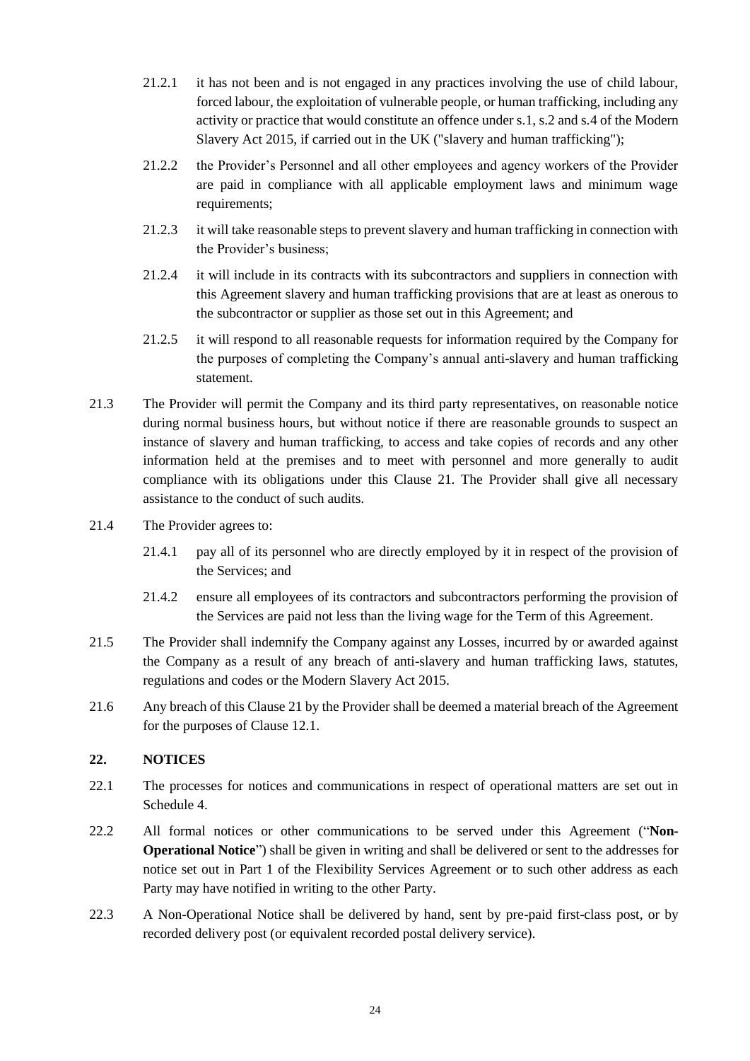21.2.1 it has not been and is not engaged in any practices involving the use of child labour, forced labour, the exploitation of vulnerable people, or human trafficking, including any activity or practice that would constitute an offence under s.1, s.2 and s.4 of the Modern Slavery Act 2015, if carried out in the UK ("slavery and human trafficking");

21.2.2 the Provider's Personnel and all other employees and agency workers of the Provider are paid in compliance with all applicable employment laws and minimum wage requirements;

21.2.3 it will take reasonable steps to prevent slavery and human trafficking in connection with the Provider's business;

21.2.4 it will include in its contracts with its subcontractors and suppliers in connection with this Agreement slavery and human trafficking provisions that are at least as onerous to the subcontractor or supplier as those set out in this Agreement; and

21.2.5 it will respond to all reasonable requests for information required by the Company for the purposes of completing the Company's annual anti-slavery and human trafficking statement.

21.3 The Provider will permit the Company and its third party representatives, on reasonable notice during normal business hours, but without notice if there are reasonable grounds to suspect an instance of slavery and human trafficking, to access and take copies of records and any other information held at the premises and to meet with personnel and more generally to audit compliance with its obligations under this Clause 21. The Provider shall give all necessary assistance to the conduct of such audits.

21.4 The Provider agrees to:

21.4.1 pay all of its personnel who are directly employed by it in respect of the provision of the Services; and

21.4.2 ensure all employees of its contractors and subcontractors performing the provision of the Services are paid not less than the living wage for the Term of this Agreement.

21.5 The Provider shall indemnify the Company against any Losses, incurred by or awarded against the Company as a result of any breach of anti-slavery and human trafficking laws, statutes, regulations and codes or the Modern Slavery Act 2015.

21.6 Any breach of this Clause 21 by the Provider shall be deemed a material breach of the Agreement for the purposes of Clause 12.1.

## 22. NOTICES

22.1 The processes for notices and communications in respect of operational matters are set out in Schedule 4.

22.2 All formal notices or other communications to be served under this Agreement ("**Non-Operational Notice**") shall be given in writing and shall be delivered or sent to the addresses for notice set out in Part 1 of the Flexibility Services Agreement or to such other address as each Party may have notified in writing to the other Party.

22.3 A Non-Operational Notice shall be delivered by hand, sent by pre-paid first-class post, or by recorded delivery post (or equivalent recorded postal delivery service).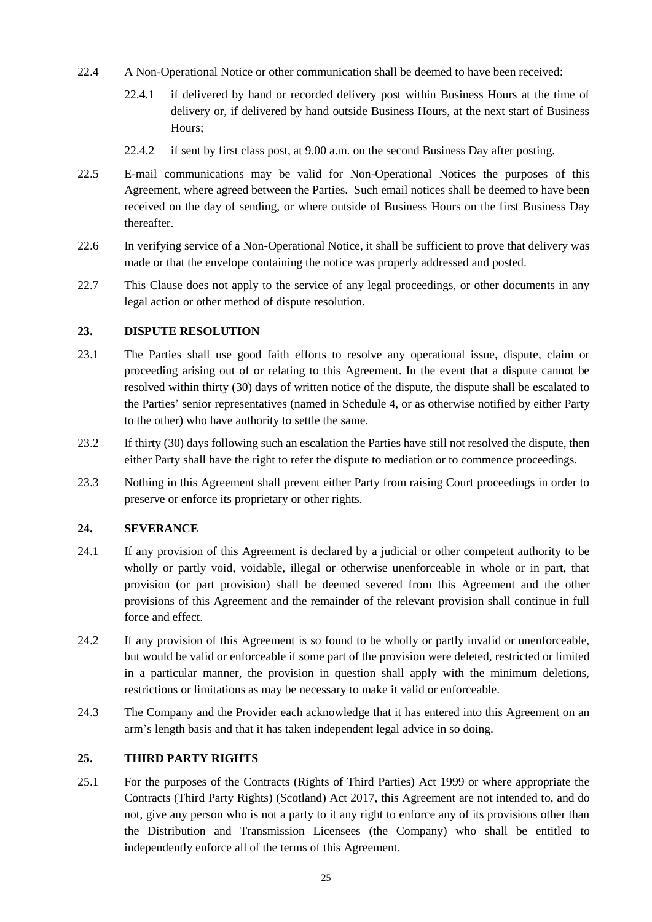22.4 A Non-Operational Notice or other communication shall be deemed to have been received:

22.4.1 if delivered by hand or recorded delivery post within Business Hours at the time of delivery or, if delivered by hand outside Business Hours, at the next start of Business Hours;

22.4.2 if sent by first class post, at 9.00 a.m. on the second Business Day after posting.

22.5 E-mail communications may be valid for Non-Operational Notices the purposes of this Agreement, where agreed between the Parties. Such email notices shall be deemed to have been received on the day of sending, or where outside of Business Hours on the first Business Day thereafter.

22.6 In verifying service of a Non-Operational Notice, it shall be sufficient to prove that delivery was made or that the envelope containing the notice was properly addressed and posted.

22.7 This Clause does not apply to the service of any legal proceedings, or other documents in any legal action or other method of dispute resolution.

## 23. DISPUTE RESOLUTION

23.1 The Parties shall use good faith efforts to resolve any operational issue, dispute, claim or proceeding arising out of or relating to this Agreement. In the event that a dispute cannot be resolved within thirty (30) days of written notice of the dispute, the dispute shall be escalated to the Parties' senior representatives (named in Schedule 4, or as otherwise notified by either Party to the other) who have authority to settle the same.

23.2 If thirty (30) days following such an escalation the Parties have still not resolved the dispute, then either Party shall have the right to refer the dispute to mediation or to commence proceedings.

23.3 Nothing in this Agreement shall prevent either Party from raising Court proceedings in order to preserve or enforce its proprietary or other rights.

## 24. SEVERANCE

24.1 If any provision of this Agreement is declared by a judicial or other competent authority to be wholly or partly void, voidable, illegal or otherwise unenforceable in whole or in part, that provision (or part provision) shall be deemed severed from this Agreement and the other provisions of this Agreement and the remainder of the relevant provision shall continue in full force and effect.

24.2 If any provision of this Agreement is so found to be wholly or partly invalid or unenforceable, but would be valid or enforceable if some part of the provision were deleted, restricted or limited in a particular manner, the provision in question shall apply with the minimum deletions, restrictions or limitations as may be necessary to make it valid or enforceable.

24.3 The Company and the Provider each acknowledge that it has entered into this Agreement on an arm's length basis and that it has taken independent legal advice in so doing.

## 25. THIRD PARTY RIGHTS

25.1 For the purposes of the Contracts (Rights of Third Parties) Act 1999 or where appropriate the Contracts (Third Party Rights) (Scotland) Act 2017, this Agreement are not intended to, and do not, give any person who is not a party to it any right to enforce any of its provisions other than the Distribution and Transmission Licensees (the Company) who shall be entitled to independently enforce all of the terms of this Agreement.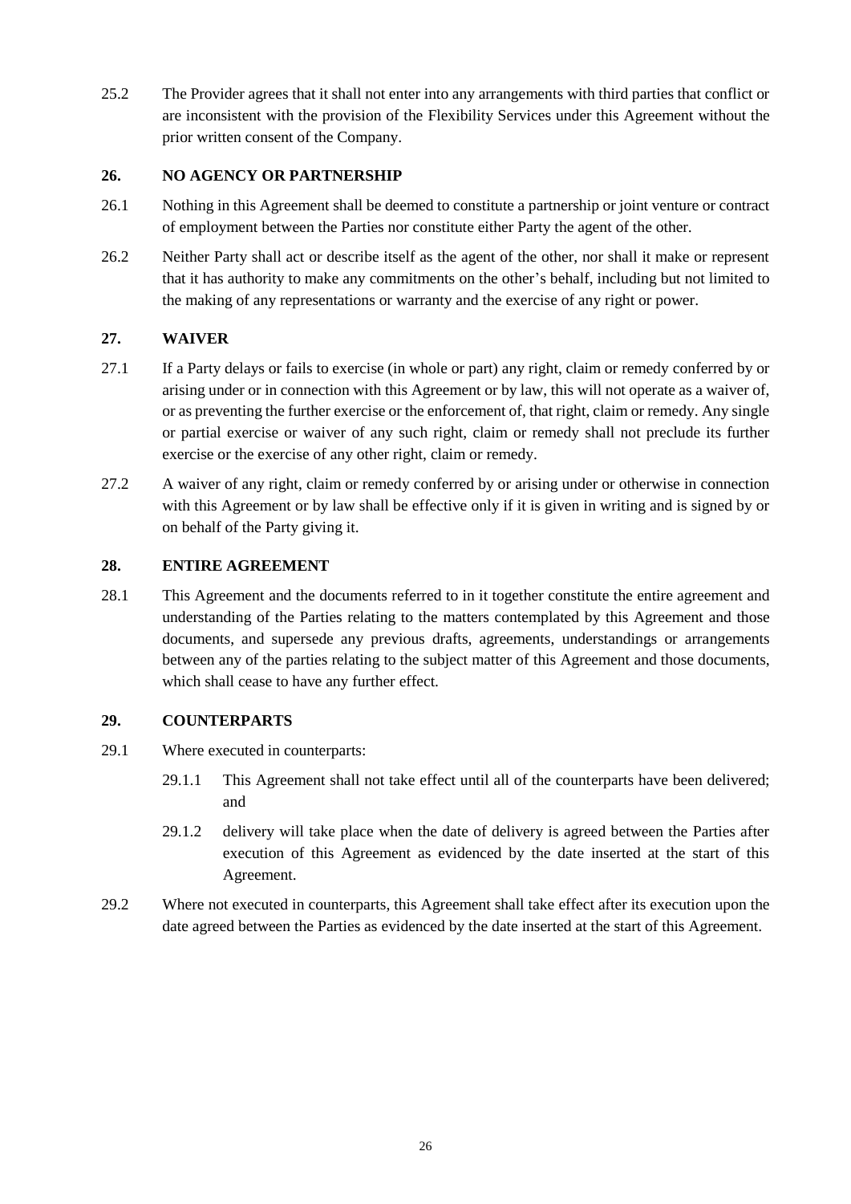25.2 The Provider agrees that it shall not enter into any arrangements with third parties that conflict or are inconsistent with the provision of the Flexibility Services under this Agreement without the prior written consent of the Company.

## 26. NO AGENCY OR PARTNERSHIP

26.1 Nothing in this Agreement shall be deemed to constitute a partnership or joint venture or contract of employment between the Parties nor constitute either Party the agent of the other.

26.2 Neither Party shall act or describe itself as the agent of the other, nor shall it make or represent that it has authority to make any commitments on the other's behalf, including but not limited to the making of any representations or warranty and the exercise of any right or power.

## 27. WAIVER

27.1 If a Party delays or fails to exercise (in whole or part) any right, claim or remedy conferred by or arising under or in connection with this Agreement or by law, this will not operate as a waiver of, or as preventing the further exercise or the enforcement of, that right, claim or remedy. Any single or partial exercise or waiver of any such right, claim or remedy shall not preclude its further exercise or the exercise of any other right, claim or remedy.

27.2 A waiver of any right, claim or remedy conferred by or arising under or otherwise in connection with this Agreement or by law shall be effective only if it is given in writing and is signed by or on behalf of the Party giving it.

## 28. ENTIRE AGREEMENT

28.1 This Agreement and the documents referred to in it together constitute the entire agreement and understanding of the Parties relating to the matters contemplated by this Agreement and those documents, and supersede any previous drafts, agreements, understandings or arrangements between any of the parties relating to the subject matter of this Agreement and those documents, which shall cease to have any further effect.

## 29. COUNTERPARTS

29.1 Where executed in counterparts:

- 29.1.1 This Agreement shall not take effect until all of the counterparts have been delivered; and
- 29.1.2 delivery will take place when the date of delivery is agreed between the Parties after execution of this Agreement as evidenced by the date inserted at the start of this Agreement.

29.2 Where not executed in counterparts, this Agreement shall take effect after its execution upon the date agreed between the Parties as evidenced by the date inserted at the start of this Agreement.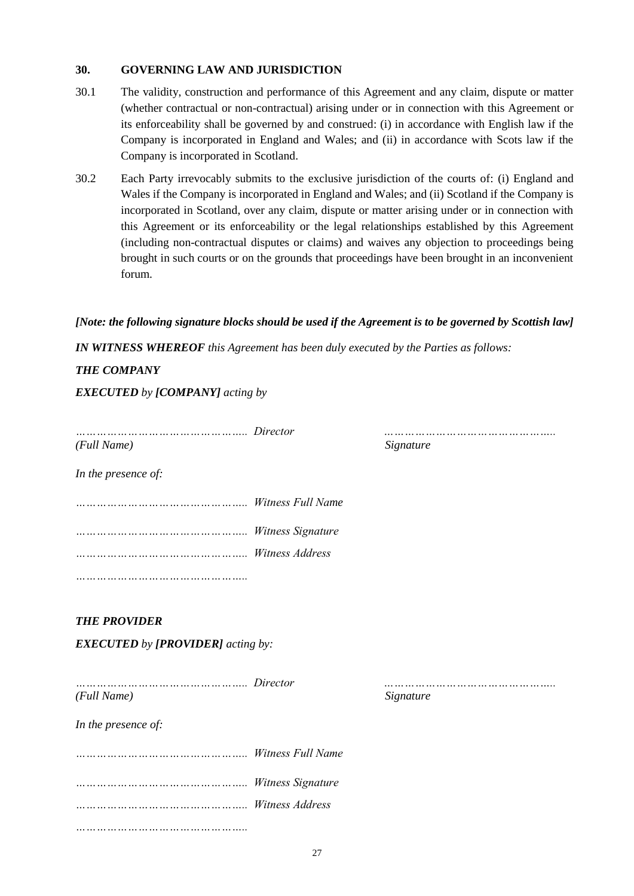## 30. GOVERNING LAW AND JURISDICTION

30.1 The validity, construction and performance of this Agreement and any claim, dispute or matter (whether contractual or non-contractual) arising under or in connection with this Agreement or its enforceability shall be governed by and construed: (i) in accordance with English law if the Company is incorporated in England and Wales; and (ii) in accordance with Scots law if the Company is incorporated in Scotland.

30.2 Each Party irrevocably submits to the exclusive jurisdiction of the courts of: (i) England and Wales if the Company is incorporated in England and Wales; and (ii) Scotland if the Company is incorporated in Scotland, over any claim, dispute or matter arising under or in connection with this Agreement or its enforceability or the legal relationships established by this Agreement (including non-contractual disputes or claims) and waives any objection to proceedings being brought in such courts or on the grounds that proceedings have been brought in an inconvenient forum.

***[Note: the following signature blocks should be used if the Agreement is to be governed by Scottish law]***

***IN WITNESS WHEREOF*** *this Agreement has been duly executed by the Parties as follows:*

***THE COMPANY***

***EXECUTED*** *by* ***[COMPANY]*** *acting by*

*………………………………………. Director* *……………………………………….*
*(Full Name)* *Signature*

*In the presence of:*

*………………………………………. Witness Full Name*

*………………………………………. Witness Signature*

*………………………………………. Witness Address*

*……………………………………….*

***THE PROVIDER***

***EXECUTED*** *by* ***[PROVIDER]*** *acting by:*

*………………………………………. Director* *……………………………………….*
*(Full Name)* *Signature*

*In the presence of:*

*………………………………………. Witness Full Name*

*………………………………………. Witness Signature*

*………………………………………. Witness Address*

*……………………………………….*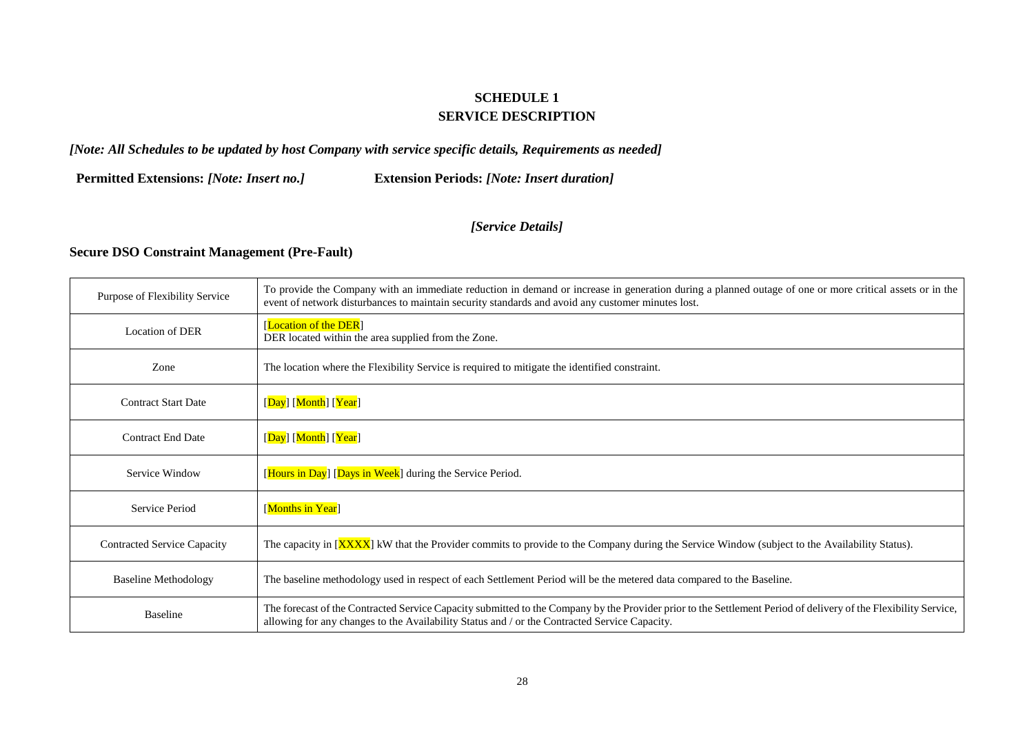# SCHEDULE 1
# SERVICE DESCRIPTION

***[Note: All Schedules to be updated by host Company with service specific details, Requirements as needed]***

**Permitted Extensions:** ***[Note: Insert no.]*** **Extension Periods:** ***[Note: Insert duration]***

***[Service Details]***

## Secure DSO Constraint Management (Pre-Fault)

| | |
|---|---|
| Purpose of Flexibility Service | To provide the Company with an immediate reduction in demand or increase in generation during a planned outage of one or more critical assets or in the event of network disturbances to maintain security standards and avoid any customer minutes lost. |
| Location of DER | [Location of the DER]<br>DER located within the area supplied from the Zone. |
| Zone | The location where the Flexibility Service is required to mitigate the identified constraint. |
| Contract Start Date | [Day] [Month] [Year] |
| Contract End Date | [Day] [Month] [Year] |
| Service Window | [Hours in Day] [Days in Week] during the Service Period. |
| Service Period | [Months in Year] |
| Contracted Service Capacity | The capacity in [XXXX] kW that the Provider commits to provide to the Company during the Service Window (subject to the Availability Status). |
| Baseline Methodology | The baseline methodology used in respect of each Settlement Period will be the metered data compared to the Baseline. |
| Baseline | The forecast of the Contracted Service Capacity submitted to the Company by the Provider prior to the Settlement Period of delivery of the Flexibility Service, allowing for any changes to the Availability Status and / or the Contracted Service Capacity. |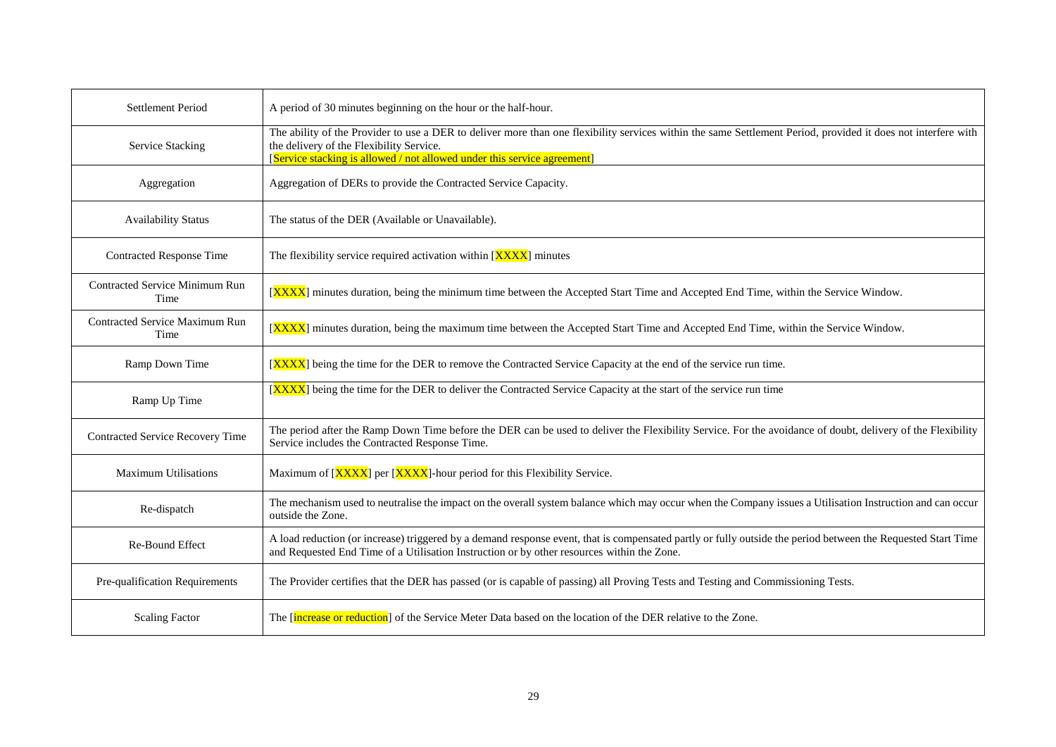| | |
|---|---|
| Settlement Period | A period of 30 minutes beginning on the hour or the half-hour. |
| Service Stacking | The ability of the Provider to use a DER to deliver more than one flexibility services within the same Settlement Period, provided it does not interfere with the delivery of the Flexibility Service.<br>[Service stacking is allowed / not allowed under this service agreement] |
| Aggregation | Aggregation of DERs to provide the Contracted Service Capacity. |
| Availability Status | The status of the DER (Available or Unavailable). |
| Contracted Response Time | The flexibility service required activation within [XXXX] minutes |
| Contracted Service Minimum Run Time | [XXXX] minutes duration, being the minimum time between the Accepted Start Time and Accepted End Time, within the Service Window. |
| Contracted Service Maximum Run Time | [XXXX] minutes duration, being the maximum time between the Accepted Start Time and Accepted End Time, within the Service Window. |
| Ramp Down Time | [XXXX] being the time for the DER to remove the Contracted Service Capacity at the end of the service run time. |
| Ramp Up Time | [XXXX] being the time for the DER to deliver the Contracted Service Capacity at the start of the service run time |
| Contracted Service Recovery Time | The period after the Ramp Down Time before the DER can be used to deliver the Flexibility Service. For the avoidance of doubt, delivery of the Flexibility Service includes the Contracted Response Time. |
| Maximum Utilisations | Maximum of [XXXX] per [XXXX]-hour period for this Flexibility Service. |
| Re-dispatch | The mechanism used to neutralise the impact on the overall system balance which may occur when the Company issues a Utilisation Instruction and can occur outside the Zone. |
| Re-Bound Effect | A load reduction (or increase) triggered by a demand response event, that is compensated partly or fully outside the period between the Requested Start Time and Requested End Time of a Utilisation Instruction or by other resources within the Zone. |
| Pre-qualification Requirements | The Provider certifies that the DER has passed (or is capable of passing) all Proving Tests and Testing and Commissioning Tests. |
| Scaling Factor | The [increase or reduction] of the Service Meter Data based on the location of the DER relative to the Zone. |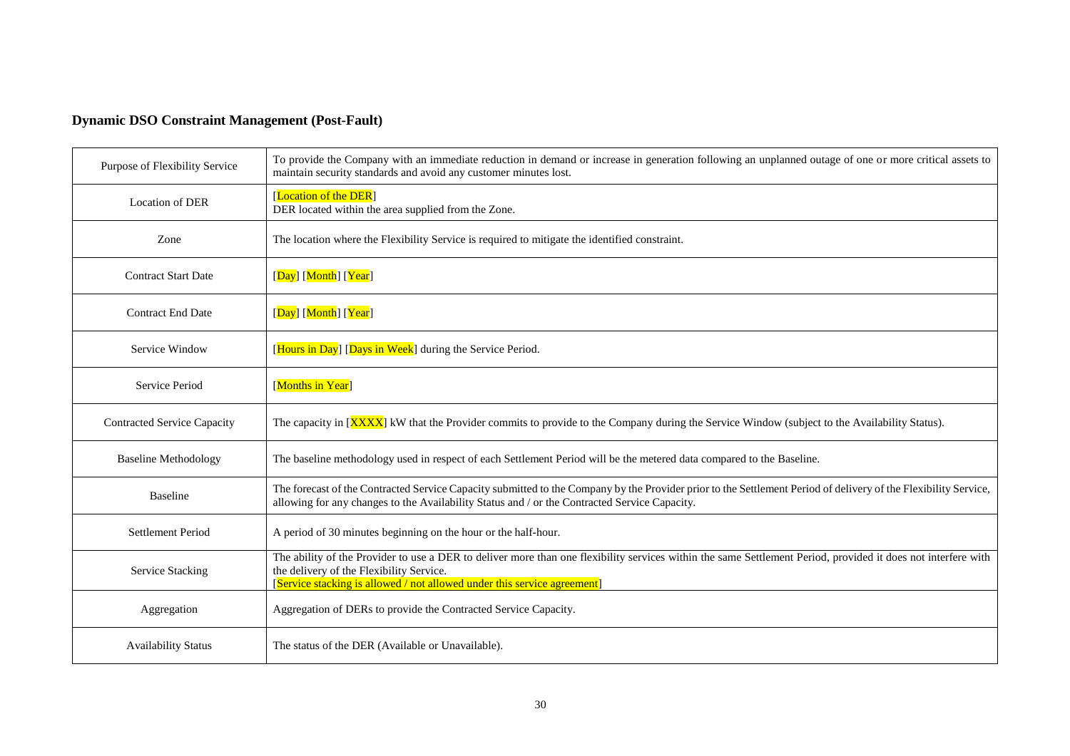**Dynamic DSO Constraint Management (Post-Fault)**

| | |
|---|---|
| Purpose of Flexibility Service | To provide the Company with an immediate reduction in demand or increase in generation following an unplanned outage of one or more critical assets to maintain security standards and avoid any customer minutes lost. |
| Location of DER | [Location of the DER]<br>DER located within the area supplied from the Zone. |
| Zone | The location where the Flexibility Service is required to mitigate the identified constraint. |
| Contract Start Date | [Day] [Month] [Year] |
| Contract End Date | [Day] [Month] [Year] |
| Service Window | [Hours in Day] [Days in Week] during the Service Period. |
| Service Period | [Months in Year] |
| Contracted Service Capacity | The capacity in [XXXX] kW that the Provider commits to provide to the Company during the Service Window (subject to the Availability Status). |
| Baseline Methodology | The baseline methodology used in respect of each Settlement Period will be the metered data compared to the Baseline. |
| Baseline | The forecast of the Contracted Service Capacity submitted to the Company by the Provider prior to the Settlement Period of delivery of the Flexibility Service, allowing for any changes to the Availability Status and / or the Contracted Service Capacity. |
| Settlement Period | A period of 30 minutes beginning on the hour or the half-hour. |
| Service Stacking | The ability of the Provider to use a DER to deliver more than one flexibility services within the same Settlement Period, provided it does not interfere with the delivery of the Flexibility Service.<br>[Service stacking is allowed / not allowed under this service agreement] |
| Aggregation | Aggregation of DERs to provide the Contracted Service Capacity. |
| Availability Status | The status of the DER (Available or Unavailable). |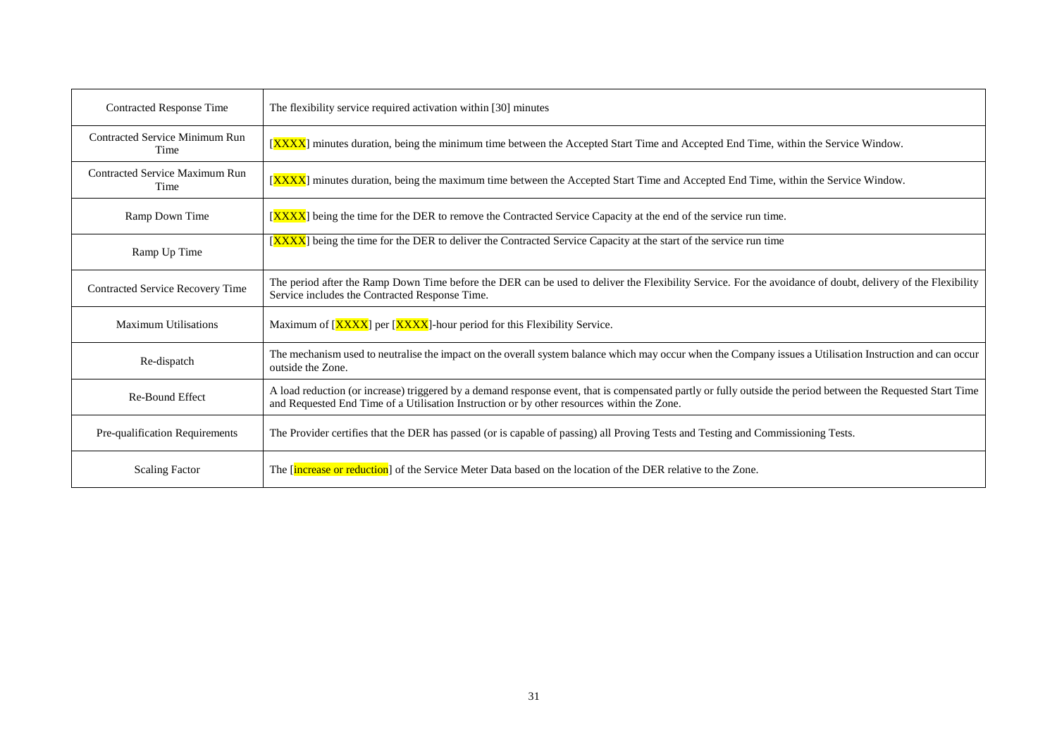| | |
|---|---|
| Contracted Response Time | The flexibility service required activation within [30] minutes |
| Contracted Service Minimum Run Time | [XXXX] minutes duration, being the minimum time between the Accepted Start Time and Accepted End Time, within the Service Window. |
| Contracted Service Maximum Run Time | [XXXX] minutes duration, being the maximum time between the Accepted Start Time and Accepted End Time, within the Service Window. |
| Ramp Down Time | [XXXX] being the time for the DER to remove the Contracted Service Capacity at the end of the service run time. |
| Ramp Up Time | [XXXX] being the time for the DER to deliver the Contracted Service Capacity at the start of the service run time |
| Contracted Service Recovery Time | The period after the Ramp Down Time before the DER can be used to deliver the Flexibility Service. For the avoidance of doubt, delivery of the Flexibility Service includes the Contracted Response Time. |
| Maximum Utilisations | Maximum of [XXXX] per [XXXX]-hour period for this Flexibility Service. |
| Re-dispatch | The mechanism used to neutralise the impact on the overall system balance which may occur when the Company issues a Utilisation Instruction and can occur outside the Zone. |
| Re-Bound Effect | A load reduction (or increase) triggered by a demand response event, that is compensated partly or fully outside the period between the Requested Start Time and Requested End Time of a Utilisation Instruction or by other resources within the Zone. |
| Pre-qualification Requirements | The Provider certifies that the DER has passed (or is capable of passing) all Proving Tests and Testing and Commissioning Tests. |
| Scaling Factor | The [increase or reduction] of the Service Meter Data based on the location of the DER relative to the Zone. |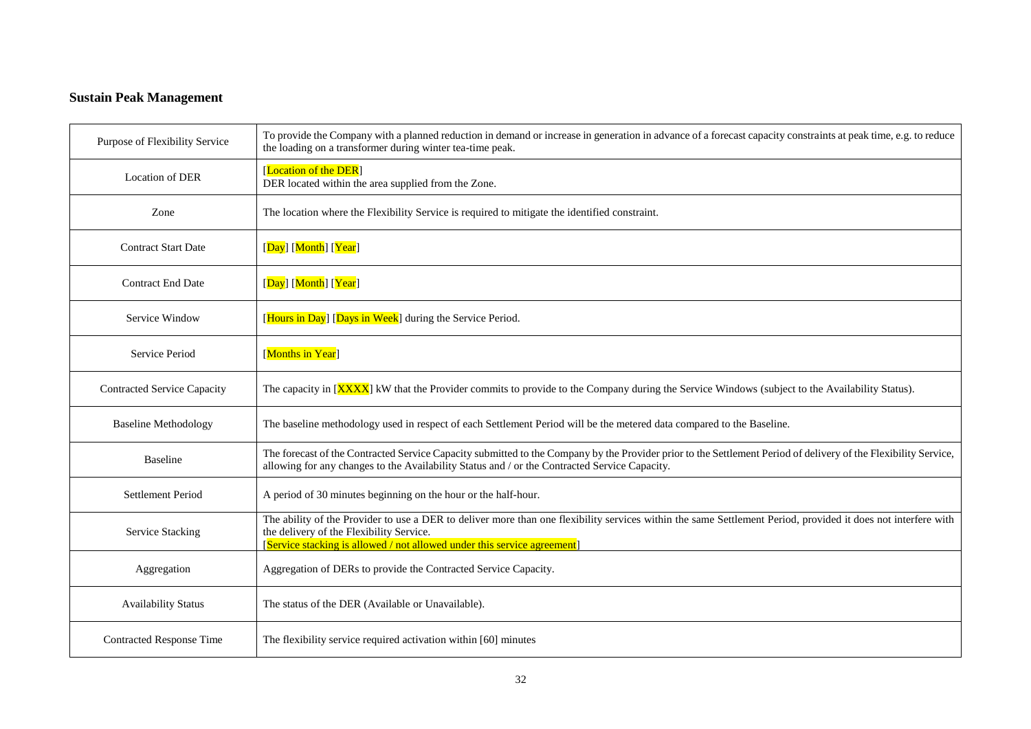## Sustain Peak Management

| | |
|---|---|
| Purpose of Flexibility Service | To provide the Company with a planned reduction in demand or increase in generation in advance of a forecast capacity constraints at peak time, e.g. to reduce the loading on a transformer during winter tea-time peak. |
| Location of DER | [Location of the DER]<br>DER located within the area supplied from the Zone. |
| Zone | The location where the Flexibility Service is required to mitigate the identified constraint. |
| Contract Start Date | [Day] [Month] [Year] |
| Contract End Date | [Day] [Month] [Year] |
| Service Window | [Hours in Day] [Days in Week] during the Service Period. |
| Service Period | [Months in Year] |
| Contracted Service Capacity | The capacity in [XXXX] kW that the Provider commits to provide to the Company during the Service Windows (subject to the Availability Status). |
| Baseline Methodology | The baseline methodology used in respect of each Settlement Period will be the metered data compared to the Baseline. |
| Baseline | The forecast of the Contracted Service Capacity submitted to the Company by the Provider prior to the Settlement Period of delivery of the Flexibility Service, allowing for any changes to the Availability Status and / or the Contracted Service Capacity. |
| Settlement Period | A period of 30 minutes beginning on the hour or the half-hour. |
| Service Stacking | The ability of the Provider to use a DER to deliver more than one flexibility services within the same Settlement Period, provided it does not interfere with the delivery of the Flexibility Service.<br>[Service stacking is allowed / not allowed under this service agreement] |
| Aggregation | Aggregation of DERs to provide the Contracted Service Capacity. |
| Availability Status | The status of the DER (Available or Unavailable). |
| Contracted Response Time | The flexibility service required activation within [60] minutes |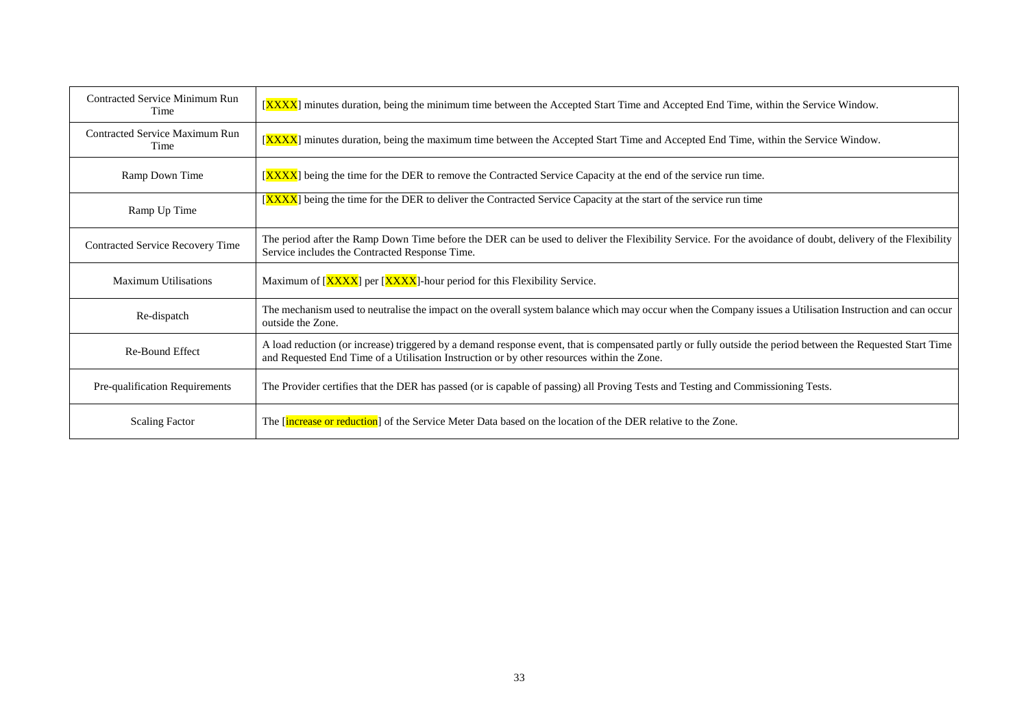| | |
|---|---|
| Contracted Service Minimum Run Time | [XXXX] minutes duration, being the minimum time between the Accepted Start Time and Accepted End Time, within the Service Window. |
| Contracted Service Maximum Run Time | [XXXX] minutes duration, being the maximum time between the Accepted Start Time and Accepted End Time, within the Service Window. |
| Ramp Down Time | [XXXX] being the time for the DER to remove the Contracted Service Capacity at the end of the service run time. |
| Ramp Up Time | [XXXX] being the time for the DER to deliver the Contracted Service Capacity at the start of the service run time |
| Contracted Service Recovery Time | The period after the Ramp Down Time before the DER can be used to deliver the Flexibility Service. For the avoidance of doubt, delivery of the Flexibility Service includes the Contracted Response Time. |
| Maximum Utilisations | Maximum of [XXXX] per [XXXX]-hour period for this Flexibility Service. |
| Re-dispatch | The mechanism used to neutralise the impact on the overall system balance which may occur when the Company issues a Utilisation Instruction and can occur outside the Zone. |
| Re-Bound Effect | A load reduction (or increase) triggered by a demand response event, that is compensated partly or fully outside the period between the Requested Start Time and Requested End Time of a Utilisation Instruction or by other resources within the Zone. |
| Pre-qualification Requirements | The Provider certifies that the DER has passed (or is capable of passing) all Proving Tests and Testing and Commissioning Tests. |
| Scaling Factor | The [increase or reduction] of the Service Meter Data based on the location of the DER relative to the Zone. |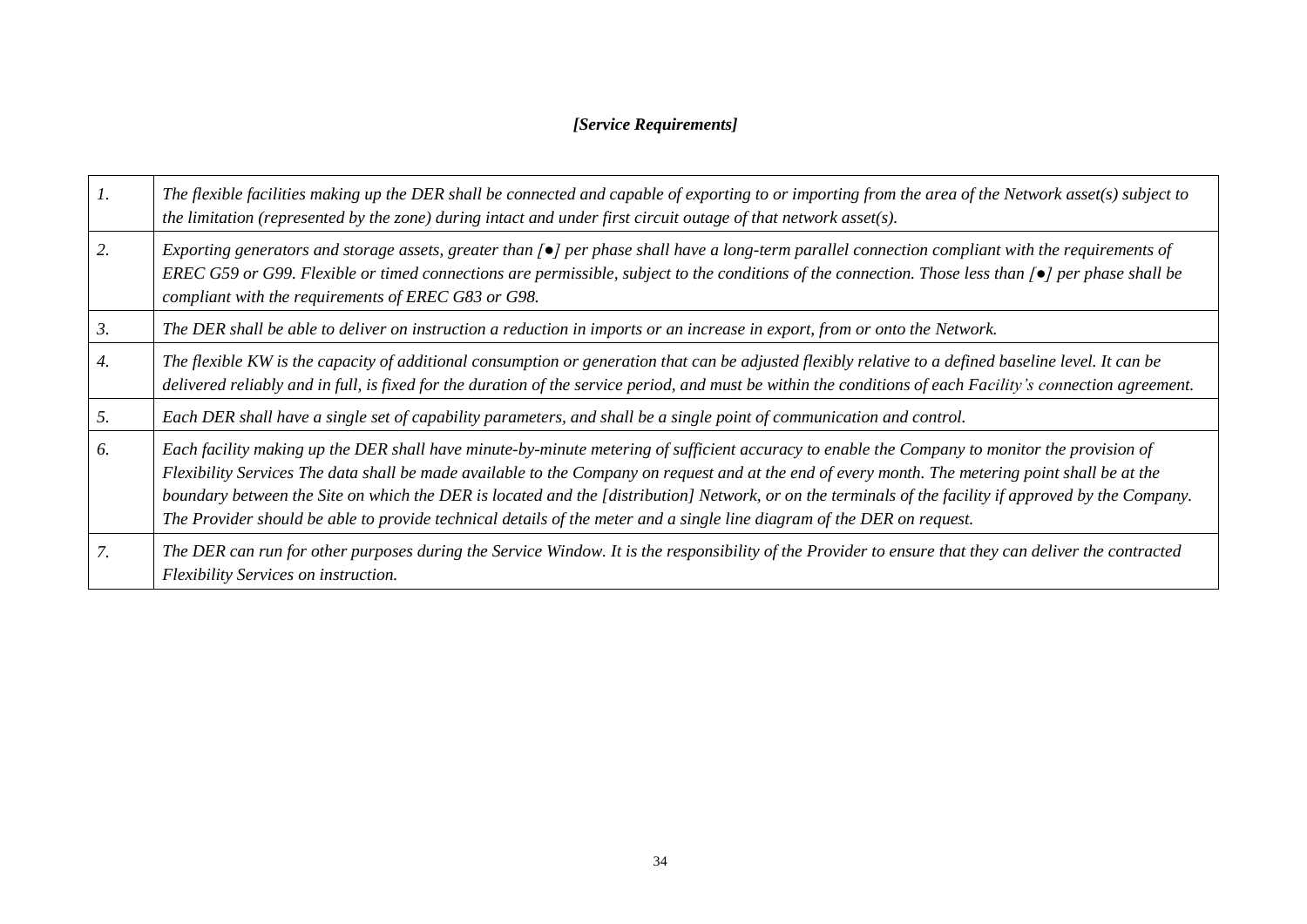***[Service Requirements]***

| | |
|---|---|
| *1.* | *The flexible facilities making up the DER shall be connected and capable of exporting to or importing from the area of the Network asset(s) subject to the limitation (represented by the zone) during intact and under first circuit outage of that network asset(s).* |
| *2.* | *Exporting generators and storage assets, greater than [●] per phase shall have a long-term parallel connection compliant with the requirements of EREC G59 or G99. Flexible or timed connections are permissible, subject to the conditions of the connection. Those less than [●] per phase shall be compliant with the requirements of EREC G83 or G98.* |
| *3.* | *The DER shall be able to deliver on instruction a reduction in imports or an increase in export, from or onto the Network.* |
| *4.* | *The flexible KW is the capacity of additional consumption or generation that can be adjusted flexibly relative to a defined baseline level. It can be delivered reliably and in full, is fixed for the duration of the service period, and must be within the conditions of each Facility's connection agreement.* |
| *5.* | *Each DER shall have a single set of capability parameters, and shall be a single point of communication and control.* |
| *6.* | *Each facility making up the DER shall have minute-by-minute metering of sufficient accuracy to enable the Company to monitor the provision of Flexibility Services The data shall be made available to the Company on request and at the end of every month. The metering point shall be at the boundary between the Site on which the DER is located and the [distribution] Network, or on the terminals of the facility if approved by the Company. The Provider should be able to provide technical details of the meter and a single line diagram of the DER on request.* |
| *7.* | *The DER can run for other purposes during the Service Window. It is the responsibility of the Provider to ensure that they can deliver the contracted Flexibility Services on instruction.* |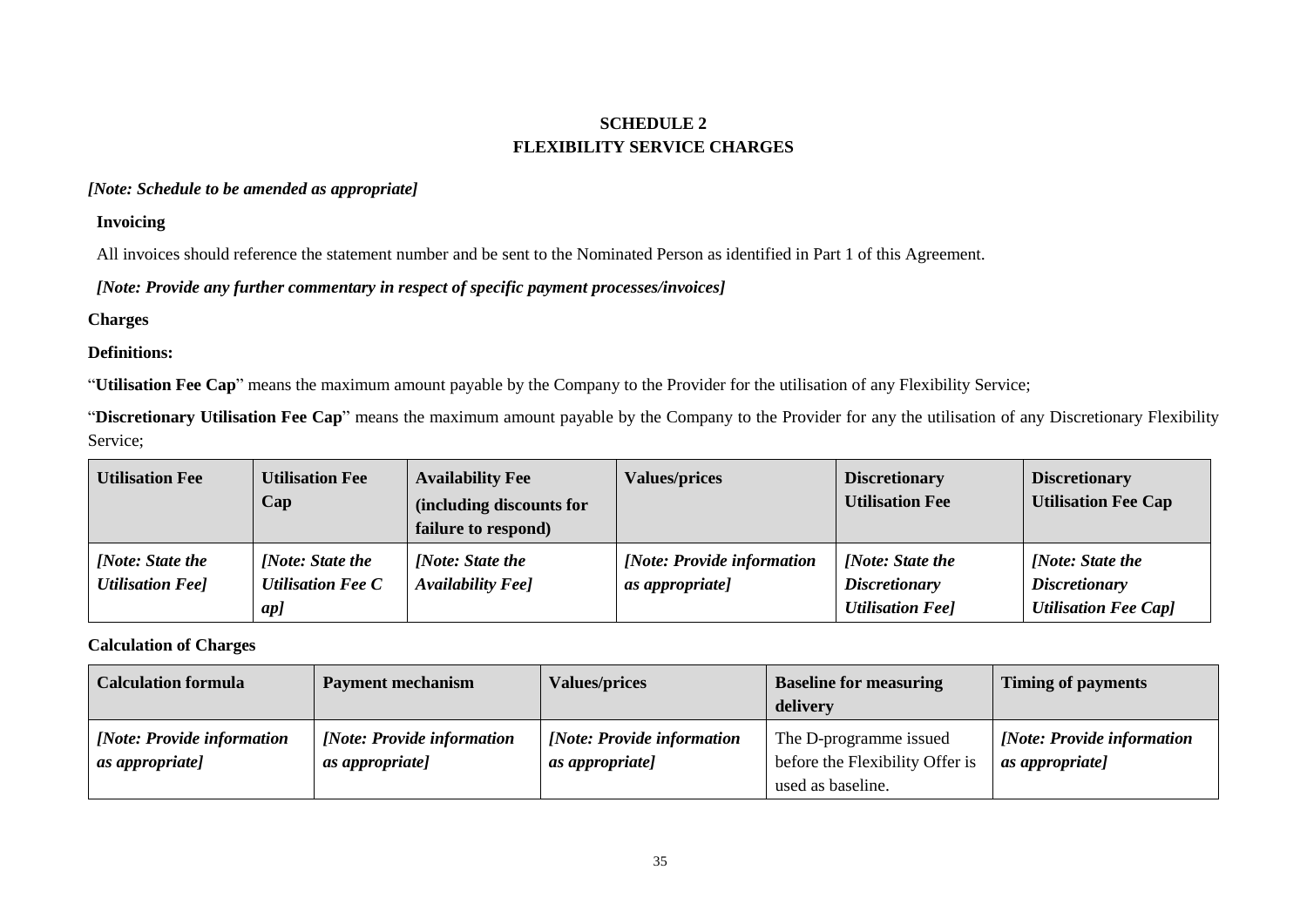# SCHEDULE 2
# FLEXIBILITY SERVICE CHARGES

***[Note: Schedule to be amended as appropriate]***

**Invoicing**

All invoices should reference the statement number and be sent to the Nominated Person as identified in Part 1 of this Agreement.

***[Note: Provide any further commentary in respect of specific payment processes/invoices]***

**Charges**

**Definitions:**

"**Utilisation Fee Cap**" means the maximum amount payable by the Company to the Provider for the utilisation of any Flexibility Service;

"**Discretionary Utilisation Fee Cap**" means the maximum amount payable by the Company to the Provider for any the utilisation of any Discretionary Flexibility Service;

| **Utilisation Fee** | **Utilisation Fee Cap** | **Availability Fee (including discounts for failure to respond)** | **Values/prices** | **Discretionary Utilisation Fee** | **Discretionary Utilisation Fee Cap** |
|---|---|---|---|---|---|
| *[Note: State the Utilisation Fee]* | *[Note: State the Utilisation Fee Cap]* | *[Note: State the Availability Fee]* | *[Note: Provide information as appropriate]* | *[Note: State the Discretionary Utilisation Fee]* | *[Note: State the Discretionary Utilisation Fee Cap]* |

**Calculation of Charges**

| **Calculation formula** | **Payment mechanism** | **Values/prices** | **Baseline for measuring delivery** | **Timing of payments** |
|---|---|---|---|---|
| *[Note: Provide information as appropriate]* | *[Note: Provide information as appropriate]* | *[Note: Provide information as appropriate]* | The D-programme issued before the Flexibility Offer is used as baseline. | *[Note: Provide information as appropriate]* |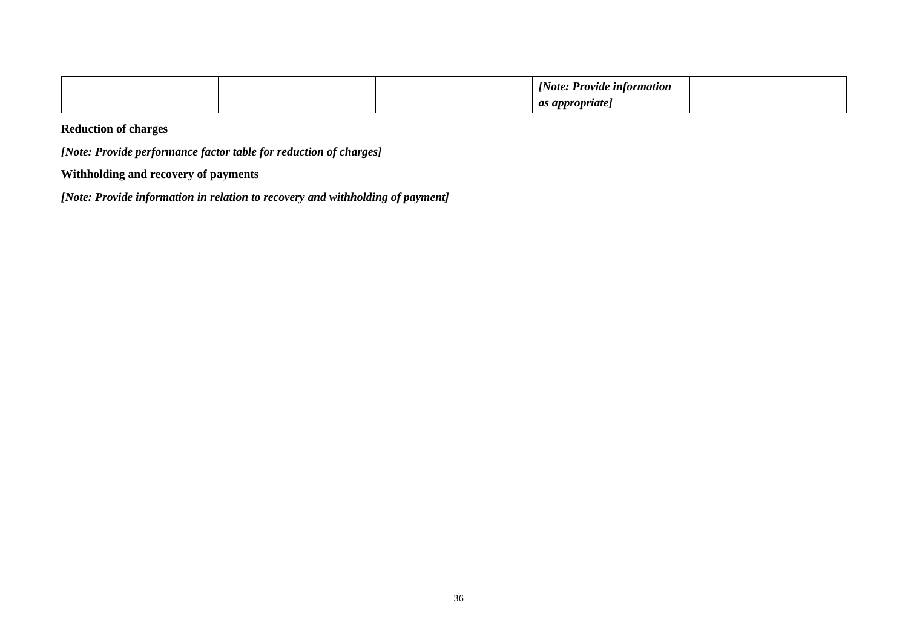| | | | *[Note: Provide information as appropriate]* | |
|---|---|---|---|---|

**Reduction of charges**

***[Note: Provide performance factor table for reduction of charges]***

**Withholding and recovery of payments**

***[Note: Provide information in relation to recovery and withholding of payment]***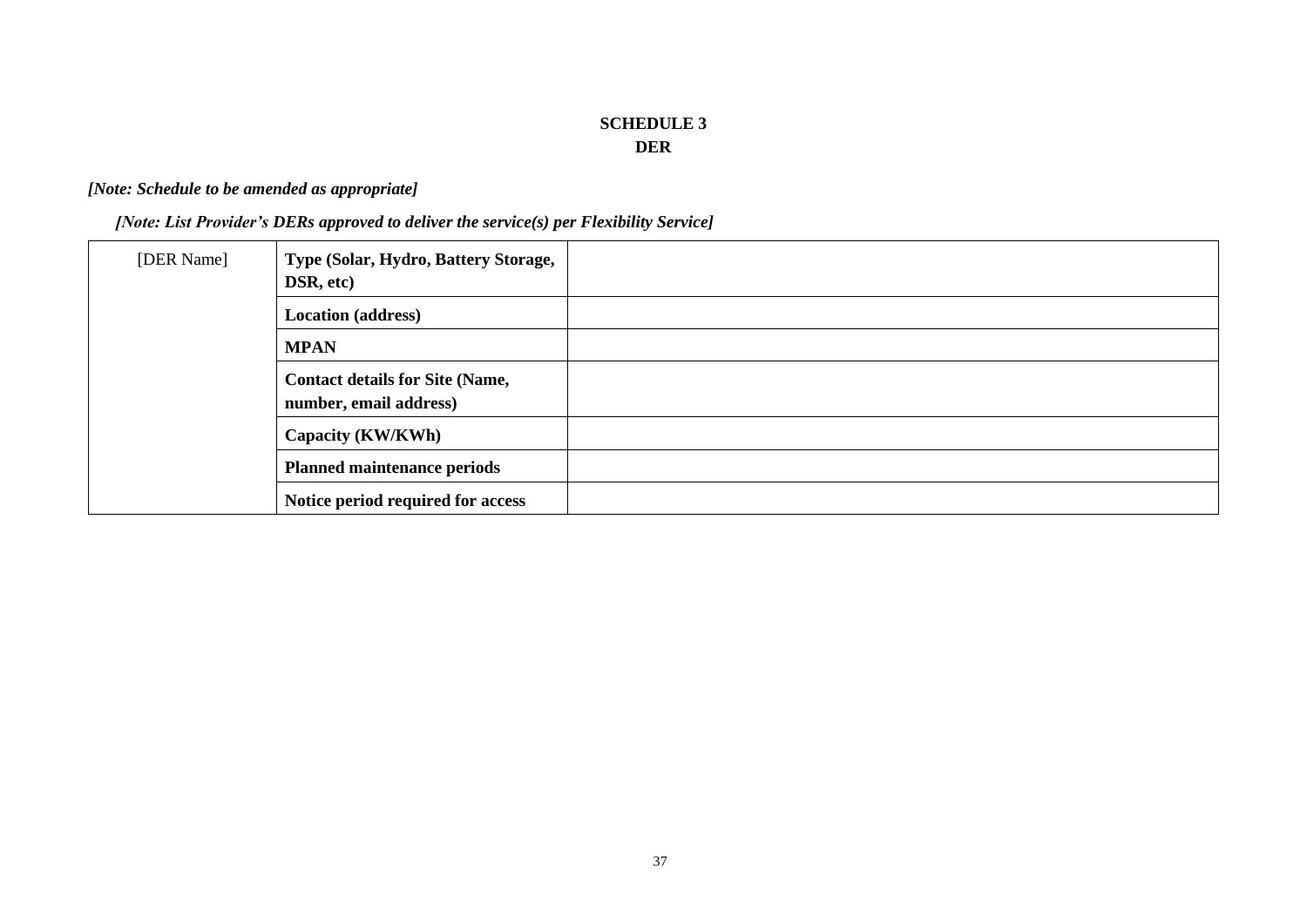# SCHEDULE 3
## DER

*[Note: Schedule to be amended as appropriate]*

*[Note: List Provider's DERs approved to deliver the service(s) per Flexibility Service]*

| [DER Name] | **Type (Solar, Hydro, Battery Storage, DSR, etc)** | |
|---|---|---|
| | **Location (address)** | |
| | **MPAN** | |
| | **Contact details for Site (Name, number, email address)** | |
| | **Capacity (KW/KWh)** | |
| | **Planned maintenance periods** | |
| | **Notice period required for access** | |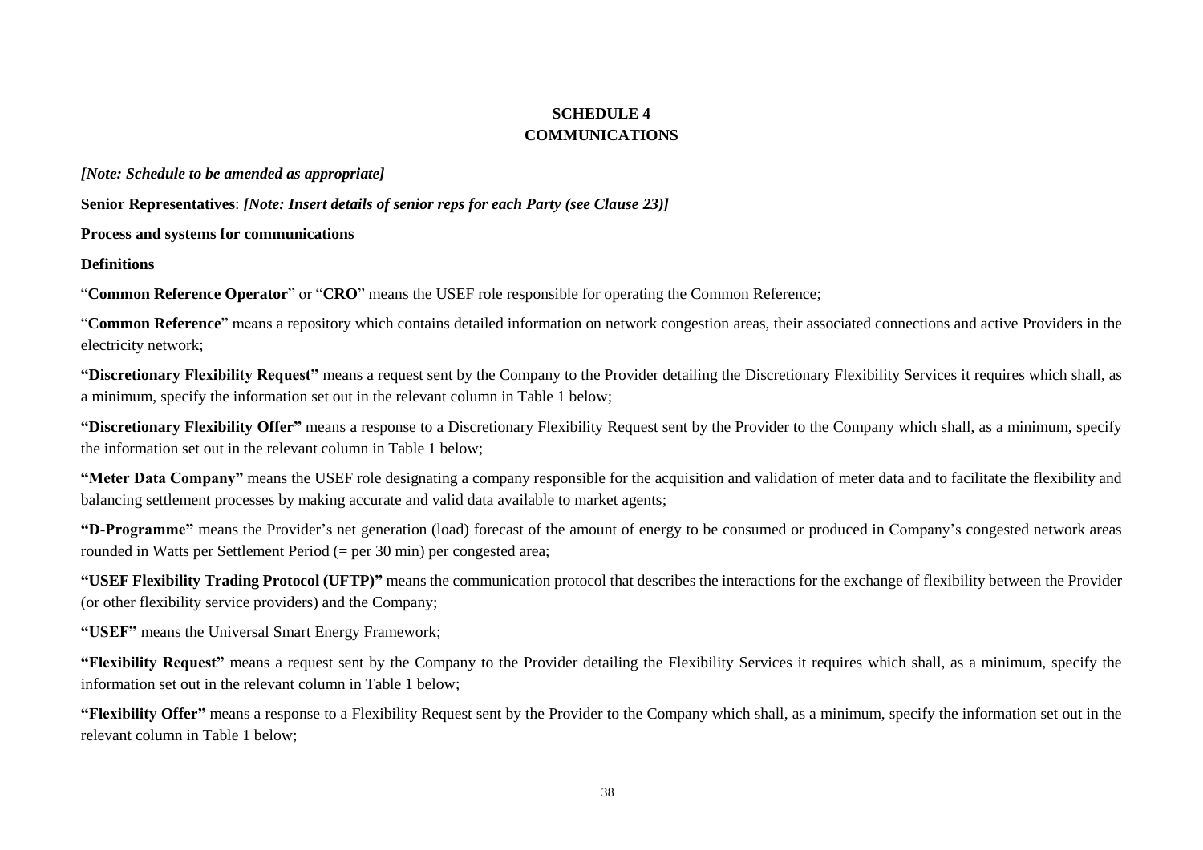# SCHEDULE 4
# COMMUNICATIONS

***[Note: Schedule to be amended as appropriate]***

**Senior Representatives**: ***[Note: Insert details of senior reps for each Party (see Clause 23)]***

**Process and systems for communications**

**Definitions**

"**Common Reference Operator**" or "**CRO**" means the USEF role responsible for operating the Common Reference;

"**Common Reference**" means a repository which contains detailed information on network congestion areas, their associated connections and active Providers in the electricity network;

**"Discretionary Flexibility Request"** means a request sent by the Company to the Provider detailing the Discretionary Flexibility Services it requires which shall, as a minimum, specify the information set out in the relevant column in Table 1 below;

**"Discretionary Flexibility Offer"** means a response to a Discretionary Flexibility Request sent by the Provider to the Company which shall, as a minimum, specify the information set out in the relevant column in Table 1 below;

**"Meter Data Company"** means the USEF role designating a company responsible for the acquisition and validation of meter data and to facilitate the flexibility and balancing settlement processes by making accurate and valid data available to market agents;

**"D-Programme"** means the Provider's net generation (load) forecast of the amount of energy to be consumed or produced in Company's congested network areas rounded in Watts per Settlement Period (= per 30 min) per congested area;

**"USEF Flexibility Trading Protocol (UFTP)"** means the communication protocol that describes the interactions for the exchange of flexibility between the Provider (or other flexibility service providers) and the Company;

**"USEF"** means the Universal Smart Energy Framework;

**"Flexibility Request"** means a request sent by the Company to the Provider detailing the Flexibility Services it requires which shall, as a minimum, specify the information set out in the relevant column in Table 1 below;

**"Flexibility Offer"** means a response to a Flexibility Request sent by the Provider to the Company which shall, as a minimum, specify the information set out in the relevant column in Table 1 below;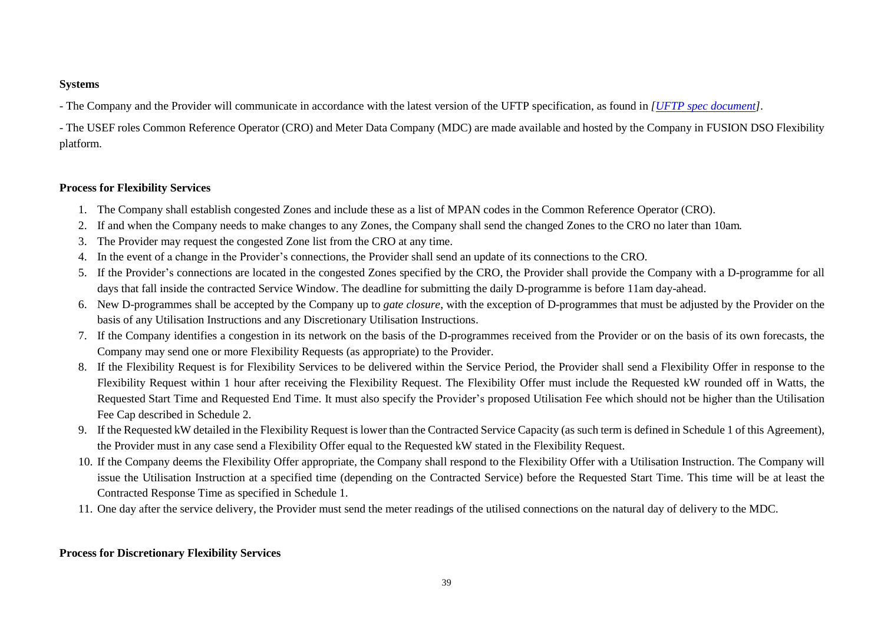**Systems**

- The Company and the Provider will communicate in accordance with the latest version of the UFTP specification, as found in *[UFTP spec document]*.

- The USEF roles Common Reference Operator (CRO) and Meter Data Company (MDC) are made available and hosted by the Company in FUSION DSO Flexibility platform.

**Process for Flexibility Services**

1. The Company shall establish congested Zones and include these as a list of MPAN codes in the Common Reference Operator (CRO).
2. If and when the Company needs to make changes to any Zones, the Company shall send the changed Zones to the CRO no later than 10am.
3. The Provider may request the congested Zone list from the CRO at any time.
4. In the event of a change in the Provider's connections, the Provider shall send an update of its connections to the CRO.
5. If the Provider's connections are located in the congested Zones specified by the CRO, the Provider shall provide the Company with a D-programme for all days that fall inside the contracted Service Window. The deadline for submitting the daily D-programme is before 11am day-ahead.
6. New D-programmes shall be accepted by the Company up to *gate closure*, with the exception of D-programmes that must be adjusted by the Provider on the basis of any Utilisation Instructions and any Discretionary Utilisation Instructions.
7. If the Company identifies a congestion in its network on the basis of the D-programmes received from the Provider or on the basis of its own forecasts, the Company may send one or more Flexibility Requests (as appropriate) to the Provider.
8. If the Flexibility Request is for Flexibility Services to be delivered within the Service Period, the Provider shall send a Flexibility Offer in response to the Flexibility Request within 1 hour after receiving the Flexibility Request. The Flexibility Offer must include the Requested kW rounded off in Watts, the Requested Start Time and Requested End Time. It must also specify the Provider's proposed Utilisation Fee which should not be higher than the Utilisation Fee Cap described in Schedule 2.
9. If the Requested kW detailed in the Flexibility Request is lower than the Contracted Service Capacity (as such term is defined in Schedule 1 of this Agreement), the Provider must in any case send a Flexibility Offer equal to the Requested kW stated in the Flexibility Request.
10. If the Company deems the Flexibility Offer appropriate, the Company shall respond to the Flexibility Offer with a Utilisation Instruction. The Company will issue the Utilisation Instruction at a specified time (depending on the Contracted Service) before the Requested Start Time. This time will be at least the Contracted Response Time as specified in Schedule 1.
11. One day after the service delivery, the Provider must send the meter readings of the utilised connections on the natural day of delivery to the MDC.

**Process for Discretionary Flexibility Services**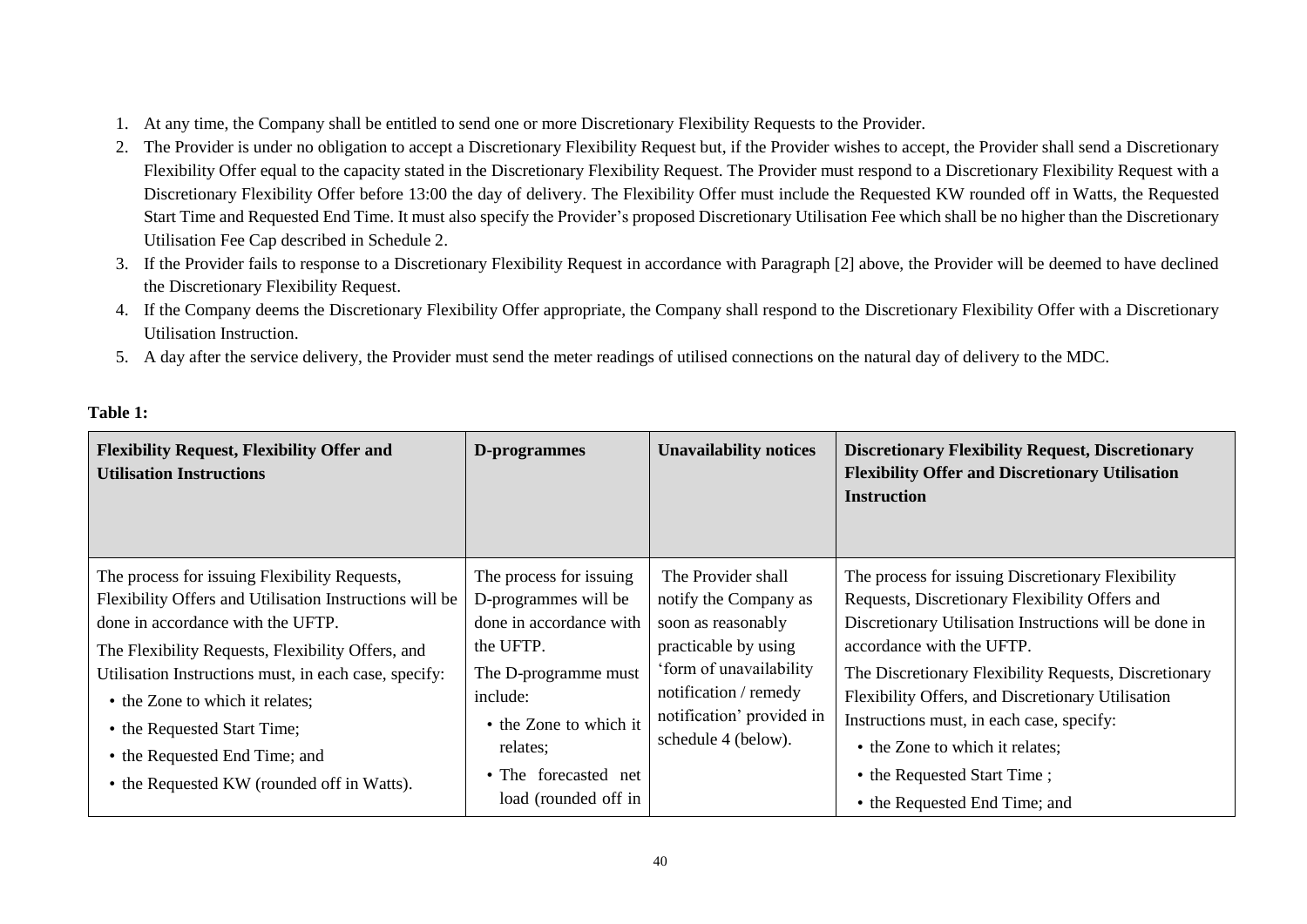1. At any time, the Company shall be entitled to send one or more Discretionary Flexibility Requests to the Provider.
2. The Provider is under no obligation to accept a Discretionary Flexibility Request but, if the Provider wishes to accept, the Provider shall send a Discretionary Flexibility Offer equal to the capacity stated in the Discretionary Flexibility Request. The Provider must respond to a Discretionary Flexibility Request with a Discretionary Flexibility Offer before 13:00 the day of delivery. The Flexibility Offer must include the Requested KW rounded off in Watts, the Requested Start Time and Requested End Time. It must also specify the Provider's proposed Discretionary Utilisation Fee which shall be no higher than the Discretionary Utilisation Fee Cap described in Schedule 2.
3. If the Provider fails to response to a Discretionary Flexibility Request in accordance with Paragraph [2] above, the Provider will be deemed to have declined the Discretionary Flexibility Request.
4. If the Company deems the Discretionary Flexibility Offer appropriate, the Company shall respond to the Discretionary Flexibility Offer with a Discretionary Utilisation Instruction.
5. A day after the service delivery, the Provider must send the meter readings of utilised connections on the natural day of delivery to the MDC.

**Table 1:**

| **Flexibility Request, Flexibility Offer and Utilisation Instructions** | **D-programmes** | **Unavailability notices** | **Discretionary Flexibility Request, Discretionary Flexibility Offer and Discretionary Utilisation Instruction** |
|---|---|---|---|
| The process for issuing Flexibility Requests, Flexibility Offers and Utilisation Instructions will be done in accordance with the UFTP.<br>The Flexibility Requests, Flexibility Offers, and Utilisation Instructions must, in each case, specify:<br>• the Zone to which it relates;<br>• the Requested Start Time;<br>• the Requested End Time; and<br>• the Requested KW (rounded off in Watts). | The process for issuing D-programmes will be done in accordance with the UFTP.<br>The D-programme must include:<br>• the Zone to which it relates;<br>• The forecasted net load (rounded off in | The Provider shall notify the Company as soon as reasonably practicable by using 'form of unavailability notification / remedy notification' provided in schedule 4 (below). | The process for issuing Discretionary Flexibility Requests, Discretionary Flexibility Offers and Discretionary Utilisation Instructions will be done in accordance with the UFTP.<br>The Discretionary Flexibility Requests, Discretionary Flexibility Offers, and Discretionary Utilisation Instructions must, in each case, specify:<br>• the Zone to which it relates;<br>• the Requested Start Time ;<br>• the Requested End Time; and |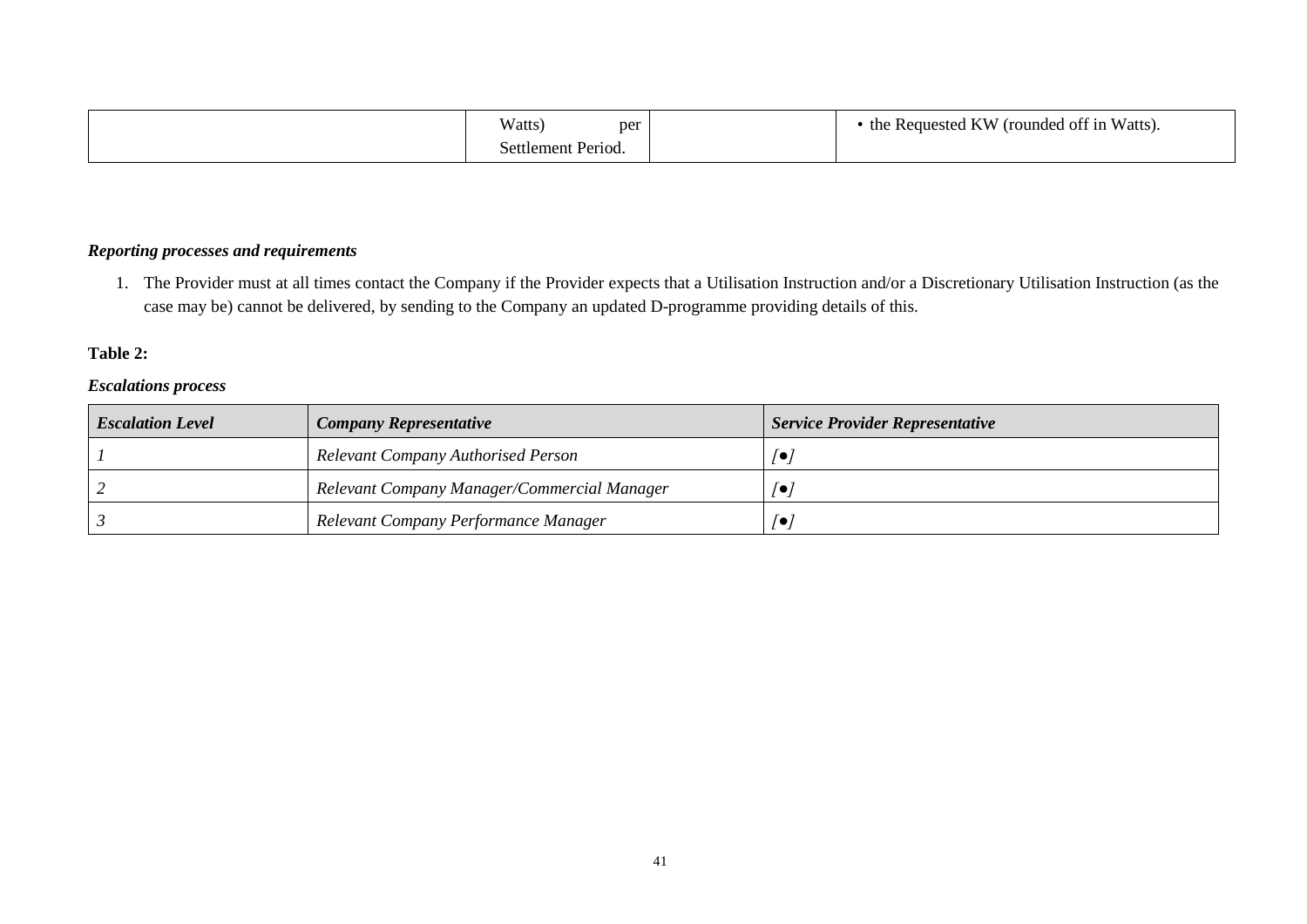|  | Watts) per Settlement Period. |  | • the Requested KW (rounded off in Watts). |
|---|---|---|---|

***Reporting processes and requirements***

1. The Provider must at all times contact the Company if the Provider expects that a Utilisation Instruction and/or a Discretionary Utilisation Instruction (as the case may be) cannot be delivered, by sending to the Company an updated D-programme providing details of this.

**Table 2:**

***Escalations process***

| ***Escalation Level*** | ***Company Representative*** | ***Service Provider Representative*** |
|---|---|---|
| *1* | *Relevant Company Authorised Person* | *[●]* |
| *2* | *Relevant Company Manager/Commercial Manager* | *[●]* |
| *3* | *Relevant Company Performance Manager* | *[●]* |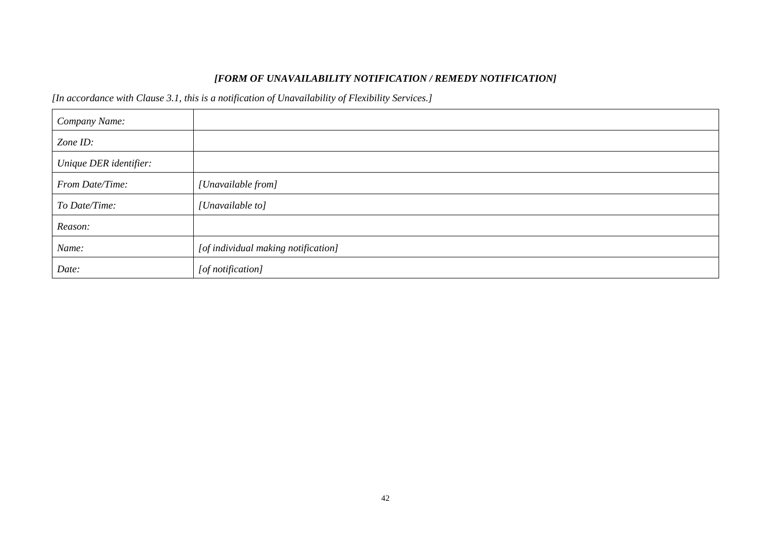***[FORM OF UNAVAILABILITY NOTIFICATION / REMEDY NOTIFICATION]***

*[In accordance with Clause 3.1, this is a notification of Unavailability of Flexibility Services.]*

| | |
|---|---|
| *Company Name:* | |
| *Zone ID:* | |
| *Unique DER identifier:* | |
| *From Date/Time:* | *[Unavailable from]* |
| *To Date/Time:* | *[Unavailable to]* |
| *Reason:* | |
| *Name:* | *[of individual making notification]* |
| *Date:* | *[of notification]* |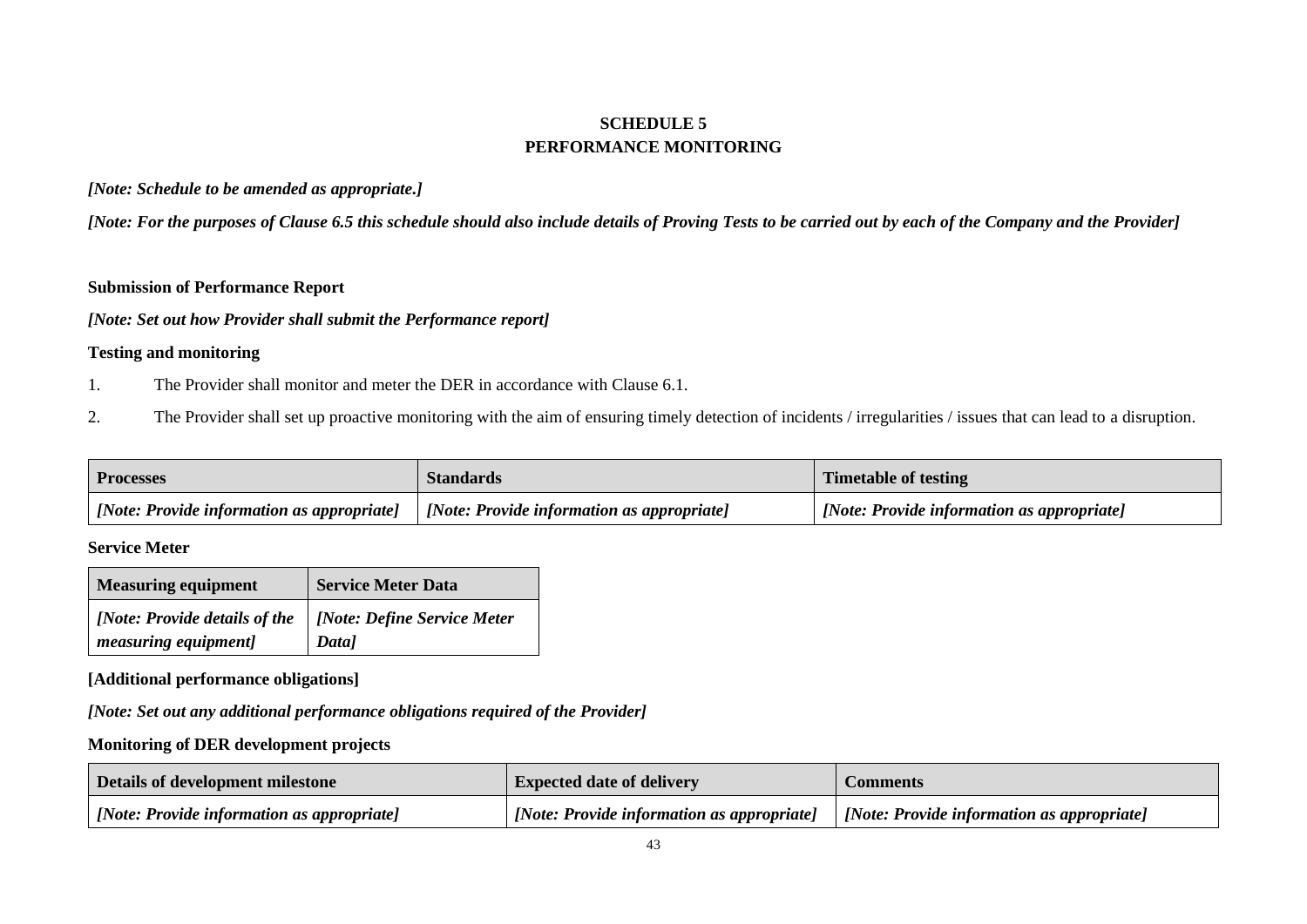# SCHEDULE 5
# PERFORMANCE MONITORING

*[Note: Schedule to be amended as appropriate.]*

*[Note: For the purposes of Clause 6.5 this schedule should also include details of Proving Tests to be carried out by each of the Company and the Provider]*

**Submission of Performance Report**

*[Note: Set out how Provider shall submit the Performance report]*

**Testing and monitoring**

1. The Provider shall monitor and meter the DER in accordance with Clause 6.1.
2. The Provider shall set up proactive monitoring with the aim of ensuring timely detection of incidents / irregularities / issues that can lead to a disruption.

| Processes | Standards | Timetable of testing |
| --- | --- | --- |
| *[Note: Provide information as appropriate]* | *[Note: Provide information as appropriate]* | *[Note: Provide information as appropriate]* |

**Service Meter**

| Measuring equipment | Service Meter Data |
| --- | --- |
| *[Note: Provide details of the measuring equipment]* | *[Note: Define Service Meter Data]* |

**[Additional performance obligations]**

*[Note: Set out any additional performance obligations required of the Provider]*

**Monitoring of DER development projects**

| Details of development milestone | Expected date of delivery | Comments |
| --- | --- | --- |
| *[Note: Provide information as appropriate]* | *[Note: Provide information as appropriate]* | *[Note: Provide information as appropriate]* |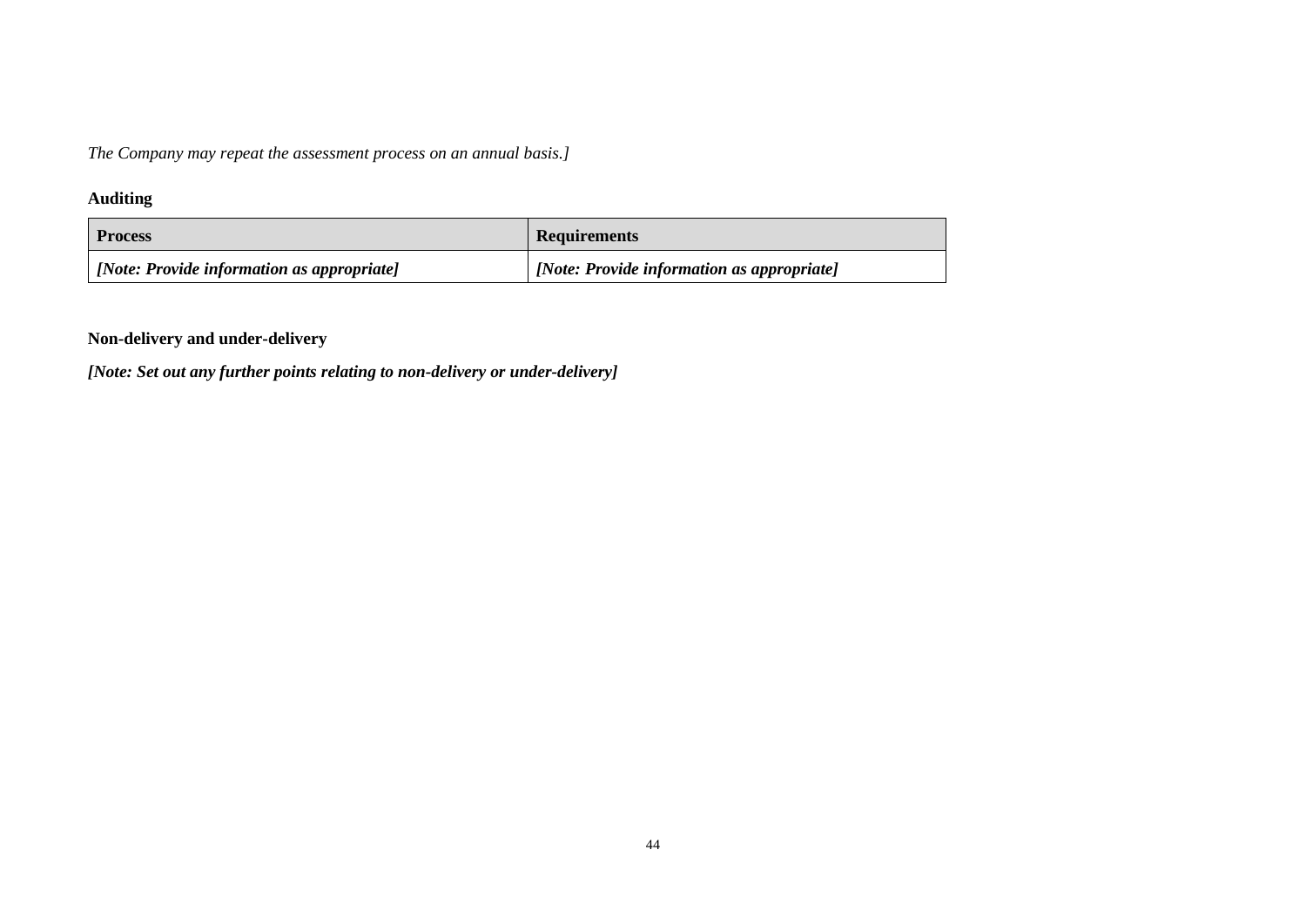*The Company may repeat the assessment process on an annual basis.]*

**Auditing**

| **Process** | **Requirements** |
| --- | --- |
| ***[Note: Provide information as appropriate]*** | ***[Note: Provide information as appropriate]*** |

**Non-delivery and under-delivery**

***[Note: Set out any further points relating to non-delivery or under-delivery]***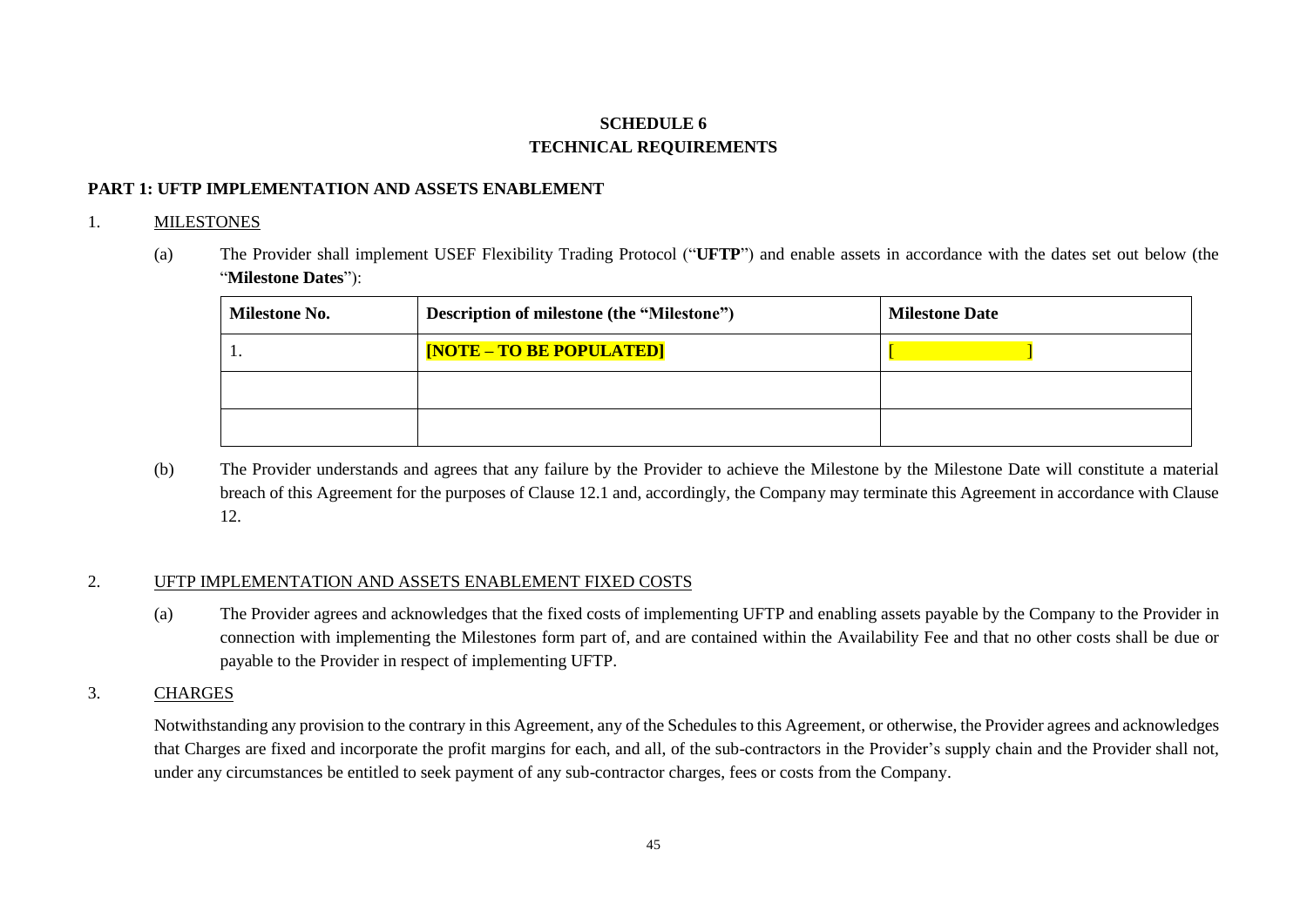# SCHEDULE 6
# TECHNICAL REQUIREMENTS

## PART 1: UFTP IMPLEMENTATION AND ASSETS ENABLEMENT

1. MILESTONES

(a) The Provider shall implement USEF Flexibility Trading Protocol ("**UFTP**") and enable assets in accordance with the dates set out below (the "**Milestone Dates**"):

| Milestone No. | Description of milestone (the "Milestone") | Milestone Date |
|---|---|---|
| 1. | **[NOTE – TO BE POPULATED]** | [ ] |
| | | |
| | | |

(b) The Provider understands and agrees that any failure by the Provider to achieve the Milestone by the Milestone Date will constitute a material breach of this Agreement for the purposes of Clause 12.1 and, accordingly, the Company may terminate this Agreement in accordance with Clause 12.

2. UFTP IMPLEMENTATION AND ASSETS ENABLEMENT FIXED COSTS

(a) The Provider agrees and acknowledges that the fixed costs of implementing UFTP and enabling assets payable by the Company to the Provider in connection with implementing the Milestones form part of, and are contained within the Availability Fee and that no other costs shall be due or payable to the Provider in respect of implementing UFTP.

3. CHARGES

Notwithstanding any provision to the contrary in this Agreement, any of the Schedules to this Agreement, or otherwise, the Provider agrees and acknowledges that Charges are fixed and incorporate the profit margins for each, and all, of the sub-contractors in the Provider's supply chain and the Provider shall not, under any circumstances be entitled to seek payment of any sub-contractor charges, fees or costs from the Company.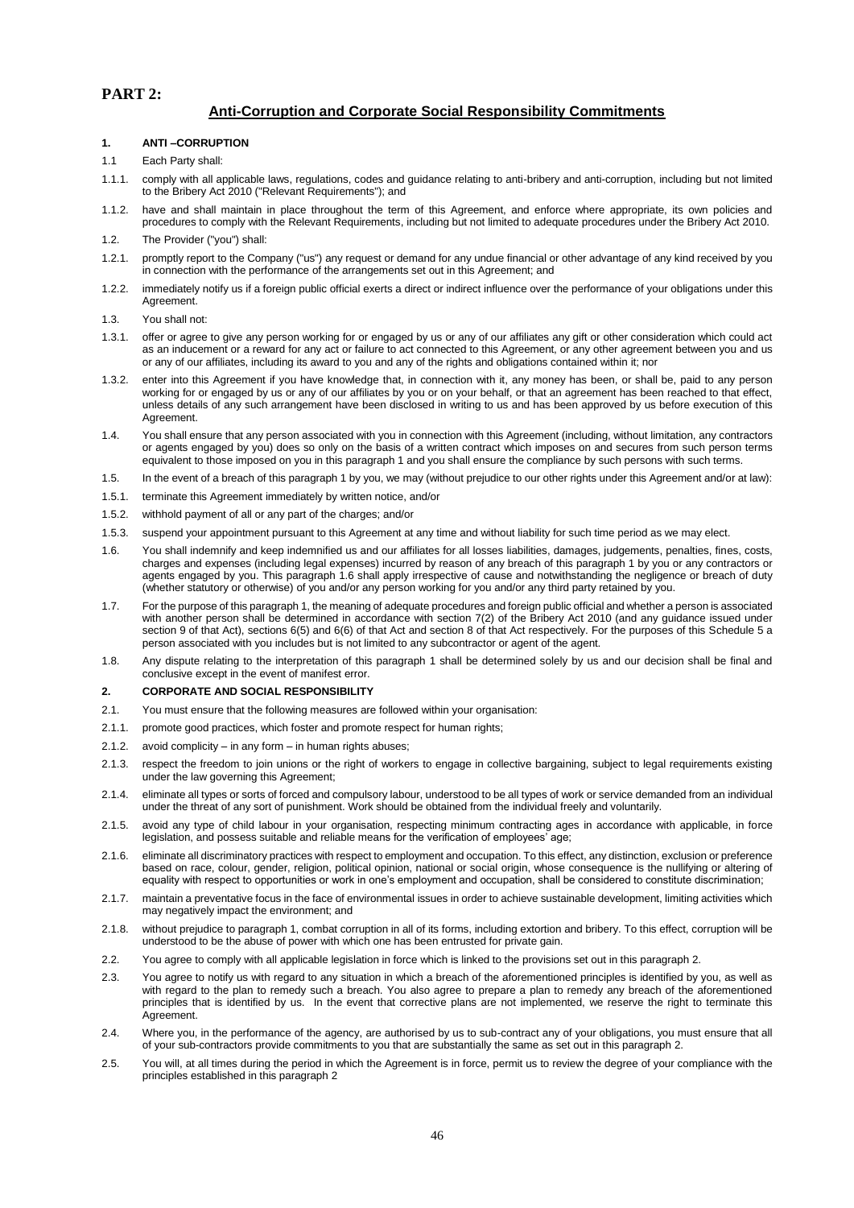# PART 2:

## Anti-Corruption and Corporate Social Responsibility Commitments

**1. ANTI –CORRUPTION**

1.1 Each Party shall:

1.1.1. comply with all applicable laws, regulations, codes and guidance relating to anti-bribery and anti-corruption, including but not limited to the Bribery Act 2010 ("Relevant Requirements"); and

1.1.2. have and shall maintain in place throughout the term of this Agreement, and enforce where appropriate, its own policies and procedures to comply with the Relevant Requirements, including but not limited to adequate procedures under the Bribery Act 2010.

1.2. The Provider ("you") shall:

1.2.1. promptly report to the Company ("us") any request or demand for any undue financial or other advantage of any kind received by you in connection with the performance of the arrangements set out in this Agreement; and

1.2.2. immediately notify us if a foreign public official exerts a direct or indirect influence over the performance of your obligations under this Agreement.

1.3. You shall not:

1.3.1. offer or agree to give any person working for or engaged by us or any of our affiliates any gift or other consideration which could act as an inducement or a reward for any act or failure to act connected to this Agreement, or any other agreement between you and us or any of our affiliates, including its award to you and any of the rights and obligations contained within it; nor

1.3.2. enter into this Agreement if you have knowledge that, in connection with it, any money has been, or shall be, paid to any person working for or engaged by us or any of our affiliates by you or on your behalf, or that an agreement has been reached to that effect, unless details of any such arrangement have been disclosed in writing to us and has been approved by us before execution of this Agreement.

1.4. You shall ensure that any person associated with you in connection with this Agreement (including, without limitation, any contractors or agents engaged by you) does so only on the basis of a written contract which imposes on and secures from such person terms equivalent to those imposed on you in this paragraph 1 and you shall ensure the compliance by such persons with such terms.

1.5. In the event of a breach of this paragraph 1 by you, we may (without prejudice to our other rights under this Agreement and/or at law):

1.5.1. terminate this Agreement immediately by written notice, and/or

1.5.2. withhold payment of all or any part of the charges; and/or

1.5.3. suspend your appointment pursuant to this Agreement at any time and without liability for such time period as we may elect.

1.6. You shall indemnify and keep indemnified us and our affiliates for all losses liabilities, damages, judgements, penalties, fines, costs, charges and expenses (including legal expenses) incurred by reason of any breach of this paragraph 1 by you or any contractors or agents engaged by you. This paragraph 1.6 shall apply irrespective of cause and notwithstanding the negligence or breach of duty (whether statutory or otherwise) of you and/or any person working for you and/or any third party retained by you.

1.7. For the purpose of this paragraph 1, the meaning of adequate procedures and foreign public official and whether a person is associated with another person shall be determined in accordance with section 7(2) of the Bribery Act 2010 (and any guidance issued under section 9 of that Act), sections 6(5) and 6(6) of that Act and section 8 of that Act respectively. For the purposes of this Schedule 5 a person associated with you includes but is not limited to any subcontractor or agent of the agent.

1.8. Any dispute relating to the interpretation of this paragraph 1 shall be determined solely by us and our decision shall be final and conclusive except in the event of manifest error.

**2. CORPORATE AND SOCIAL RESPONSIBILITY**

2.1. You must ensure that the following measures are followed within your organisation:

2.1.1. promote good practices, which foster and promote respect for human rights;

2.1.2. avoid complicity – in any form – in human rights abuses;

2.1.3. respect the freedom to join unions or the right of workers to engage in collective bargaining, subject to legal requirements existing under the law governing this Agreement;

2.1.4. eliminate all types or sorts of forced and compulsory labour, understood to be all types of work or service demanded from an individual under the threat of any sort of punishment. Work should be obtained from the individual freely and voluntarily.

2.1.5. avoid any type of child labour in your organisation, respecting minimum contracting ages in accordance with applicable, in force legislation, and possess suitable and reliable means for the verification of employees' age;

2.1.6. eliminate all discriminatory practices with respect to employment and occupation. To this effect, any distinction, exclusion or preference based on race, colour, gender, religion, political opinion, national or social origin, whose consequence is the nullifying or altering of equality with respect to opportunities or work in one's employment and occupation, shall be considered to constitute discrimination;

2.1.7. maintain a preventative focus in the face of environmental issues in order to achieve sustainable development, limiting activities which may negatively impact the environment; and

2.1.8. without prejudice to paragraph 1, combat corruption in all of its forms, including extortion and bribery. To this effect, corruption will be understood to be the abuse of power with which one has been entrusted for private gain.

2.2. You agree to comply with all applicable legislation in force which is linked to the provisions set out in this paragraph 2.

2.3. You agree to notify us with regard to any situation in which a breach of the aforementioned principles is identified by you, as well as with regard to the plan to remedy such a breach. You also agree to prepare a plan to remedy any breach of the aforementioned principles that is identified by us. In the event that corrective plans are not implemented, we reserve the right to terminate this Agreement.

2.4. Where you, in the performance of the agency, are authorised by us to sub-contract any of your obligations, you must ensure that all of your sub-contractors provide commitments to you that are substantially the same as set out in this paragraph 2.

2.5. You will, at all times during the period in which the Agreement is in force, permit us to review the degree of your compliance with the principles established in this paragraph 2